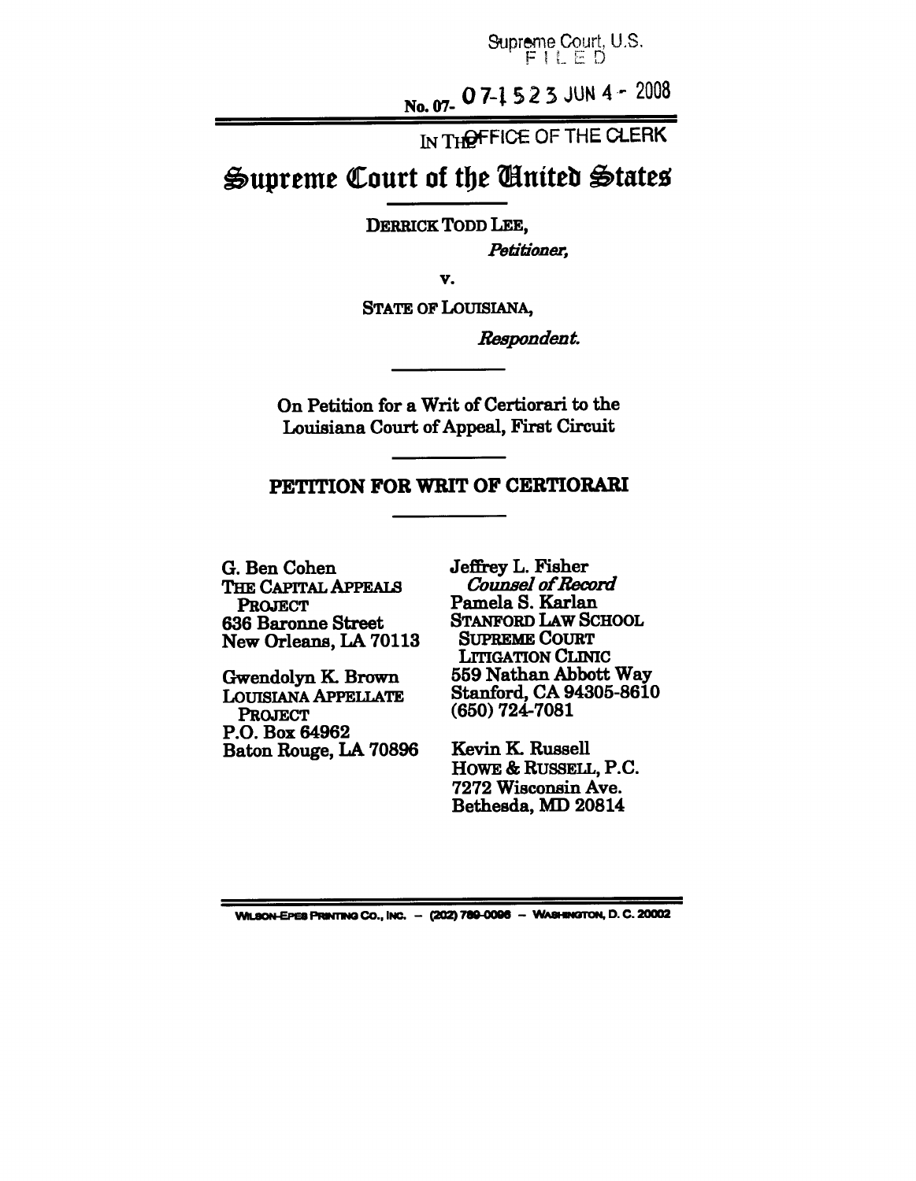Supreme Court, U.S.
FILED

No. 07-07-1523 JUN 4 - 2008

OFFICE OF THE CLERK

IN THE

# Supreme Court of the United States

DERRICK TODD LEE,

*Petitioner,*

v.

STATE OF LOUISIANA,

*Respondent.*

On Petition for a Writ of Certiorari to the Louisiana Court of Appeal, First Circuit

## PETITION FOR WRIT OF CERTIORARI

G. Ben Cohen
THE CAPITAL APPEALS PROJECT
636 Baronne Street
New Orleans, LA 70113

Gwendolyn K. Brown
LOUISIANA APPELLATE PROJECT
P.O. Box 64962
Baton Rouge, LA 70896

Jeffrey L. Fisher
*Counsel of Record*
Pamela S. Karlan
STANFORD LAW SCHOOL SUPREME COURT LITIGATION CLINIC
559 Nathan Abbott Way
Stanford, CA 94305-8610
(650) 724-7081

Kevin K. Russell
HOWE & RUSSELL, P.C.
7272 Wisconsin Ave.
Bethesda, MD 20814

WILSON-EPES PRINTING CO., INC. – (202) 789-0096 – WASHINGTON, D. C. 20002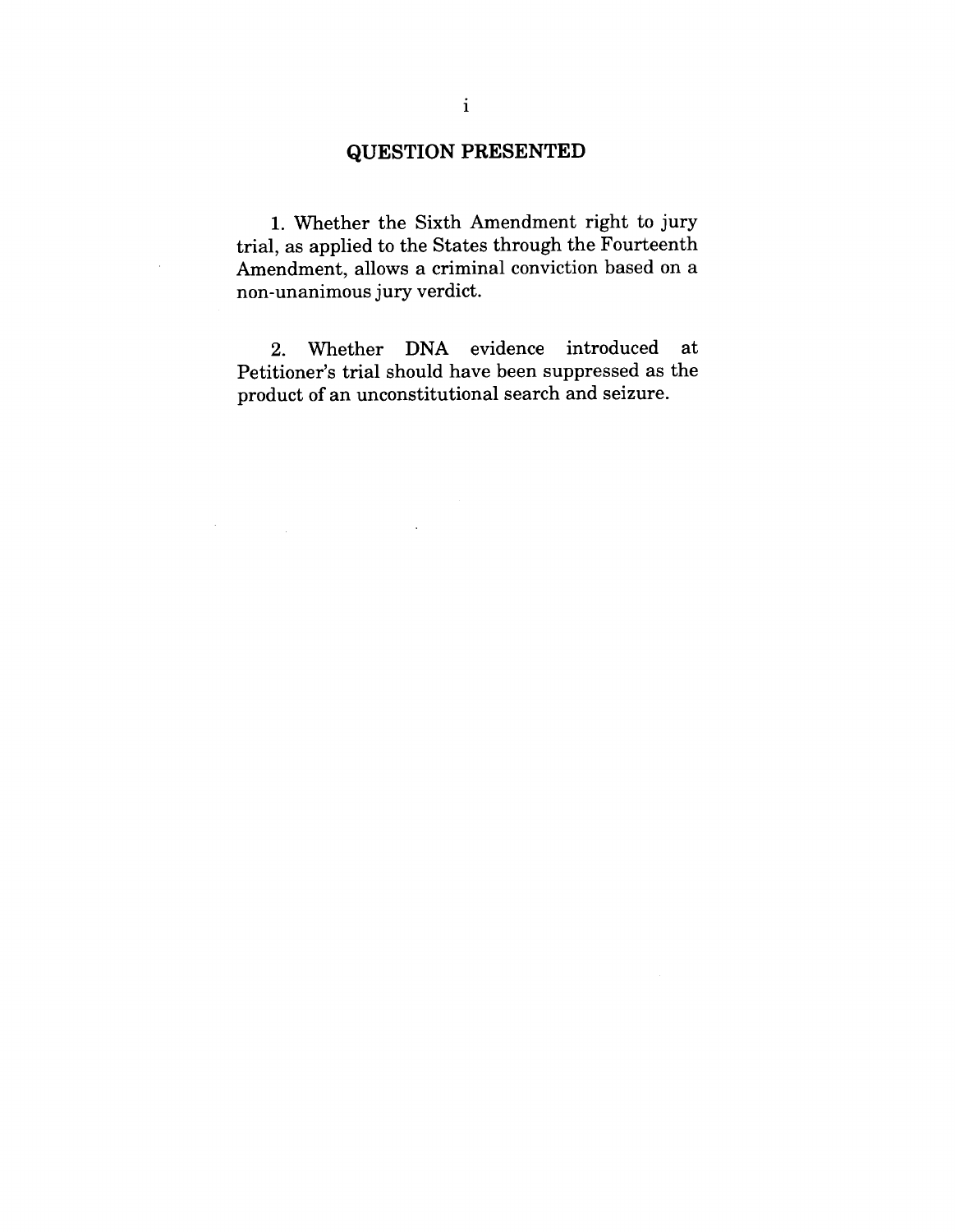## QUESTION PRESENTED

1. Whether the Sixth Amendment right to jury trial, as applied to the States through the Fourteenth Amendment, allows a criminal conviction based on a non-unanimous jury verdict.

2. Whether DNA evidence introduced at Petitioner's trial should have been suppressed as the product of an unconstitutional search and seizure.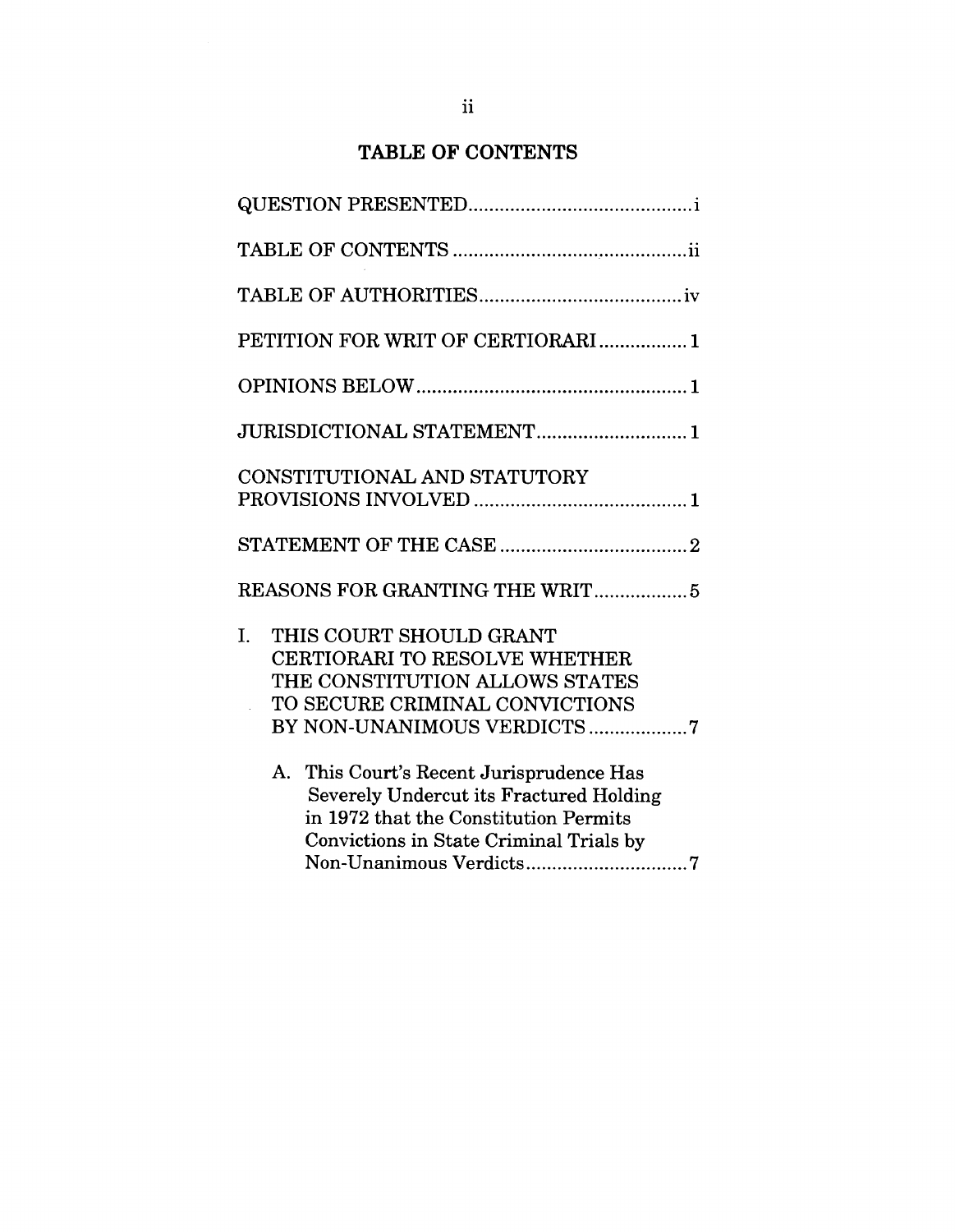## TABLE OF CONTENTS

QUESTION PRESENTED ........................................... i

TABLE OF CONTENTS ............................................. ii

TABLE OF AUTHORITIES ....................................... iv

PETITION FOR WRIT OF CERTIORARI ................ 1

OPINIONS BELOW .................................................... 1

JURISDICTIONAL STATEMENT ............................. 1

CONSTITUTIONAL AND STATUTORY PROVISIONS INVOLVED ......................................... 1

STATEMENT OF THE CASE .................................... 2

REASONS FOR GRANTING THE WRIT .................. 5

I. THIS COURT SHOULD GRANT CERTIORARI TO RESOLVE WHETHER THE CONSTITUTION ALLOWS STATES TO SECURE CRIMINAL CONVICTIONS BY NON-UNANIMOUS VERDICTS .................. 7

   A. This Court's Recent Jurisprudence Has Severely Undercut its Fractured Holding in 1972 that the Constitution Permits Convictions in State Criminal Trials by Non-Unanimous Verdicts ............................... 7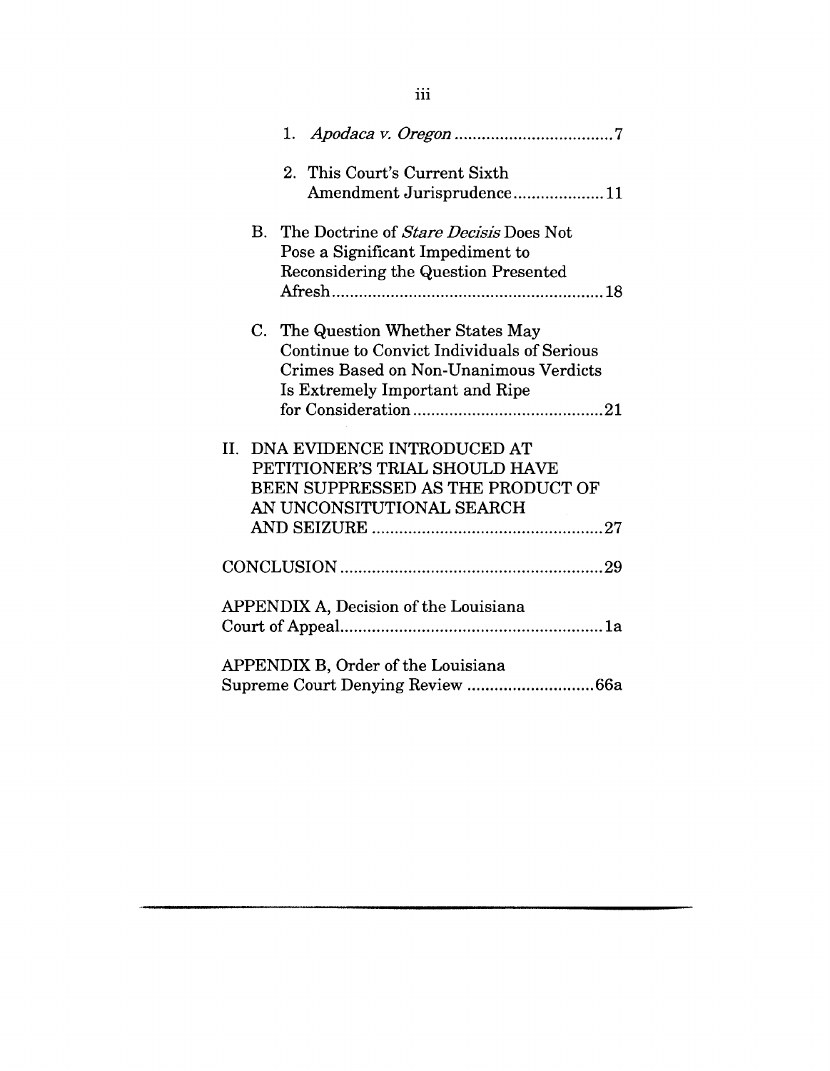1. *Apodaca v. Oregon* .................................. 7

2. This Court's Current Sixth Amendment Jurisprudence .................... 11

B. The Doctrine of *Stare Decisis* Does Not Pose a Significant Impediment to Reconsidering the Question Presented Afresh ............................................................ 18

C. The Question Whether States May Continue to Convict Individuals of Serious Crimes Based on Non-Unanimous Verdicts Is Extremely Important and Ripe for Consideration .......................................... 21

II. DNA EVIDENCE INTRODUCED AT PETITIONER'S TRIAL SHOULD HAVE BEEN SUPPRESSED AS THE PRODUCT OF AN UNCONSITUTIONAL SEARCH AND SEIZURE .................................................. 27

CONCLUSION .......................................................... 29

APPENDIX A, Decision of the Louisiana Court of Appeal .......................................................... 1a

APPENDIX B, Order of the Louisiana Supreme Court Denying Review ............................ 66a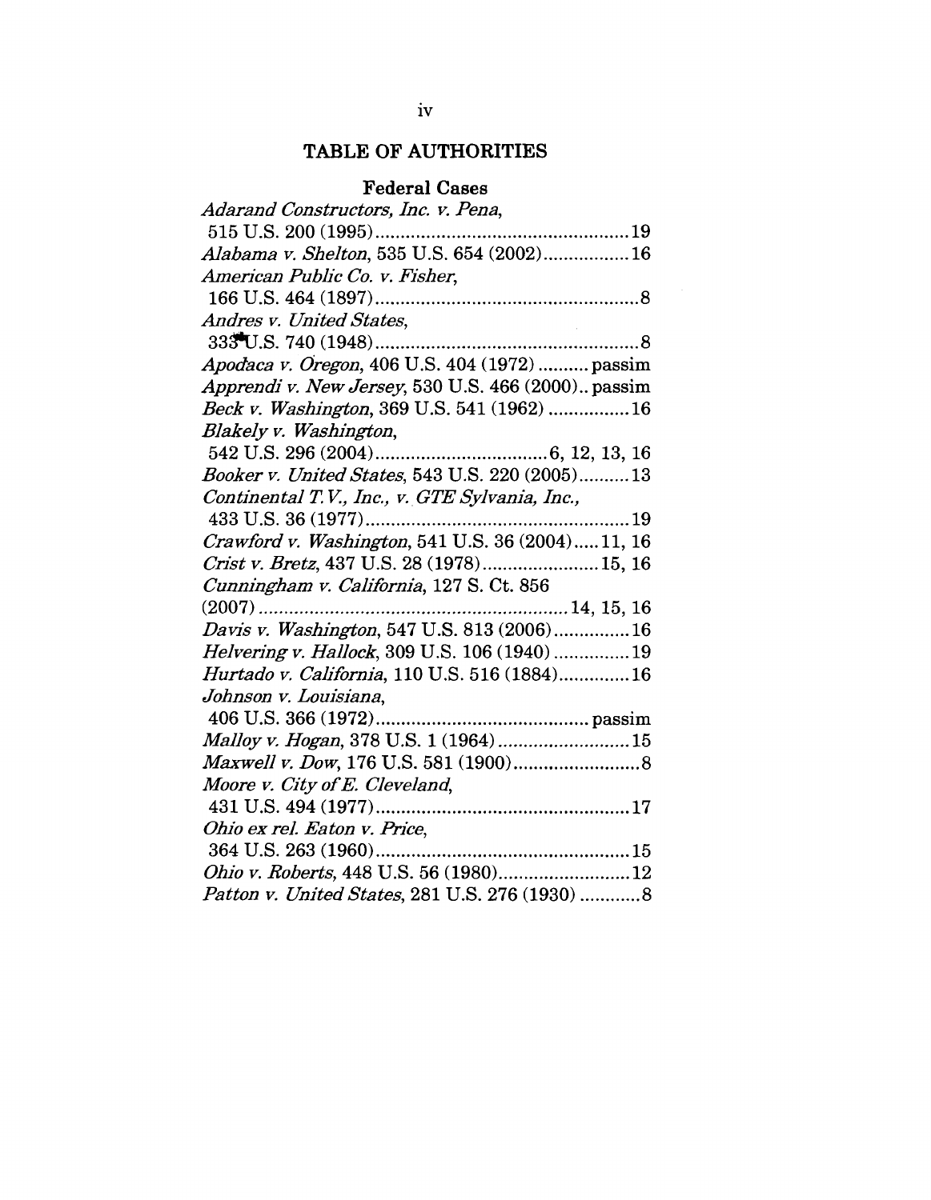# TABLE OF AUTHORITIES

## Federal Cases

*Adarand Constructors, Inc. v. Pena*, 515 U.S. 200 (1995) .......... 19

*Alabama v. Shelton*, 535 U.S. 654 (2002) .......... 16

*American Public Co. v. Fisher*, 166 U.S. 464 (1897) .......... 8

*Andres v. United States*, 333 U.S. 740 (1948) .......... 8

*Apodaca v. Oregon*, 406 U.S. 404 (1972) .......... passim

*Apprendi v. New Jersey*, 530 U.S. 466 (2000) .......... passim

*Beck v. Washington*, 369 U.S. 541 (1962) .......... 16

*Blakely v. Washington*, 542 U.S. 296 (2004) .......... 6, 12, 13, 16

*Booker v. United States*, 543 U.S. 220 (2005) .......... 13

*Continental T.V., Inc., v. GTE Sylvania, Inc.*, 433 U.S. 36 (1977) .......... 19

*Crawford v. Washington*, 541 U.S. 36 (2004) .......... 11, 16

*Crist v. Bretz*, 437 U.S. 28 (1978) .......... 15, 16

*Cunningham v. California*, 127 S. Ct. 856 (2007) .......... 14, 15, 16

*Davis v. Washington*, 547 U.S. 813 (2006) .......... 16

*Helvering v. Hallock*, 309 U.S. 106 (1940) .......... 19

*Hurtado v. California*, 110 U.S. 516 (1884) .......... 16

*Johnson v. Louisiana*, 406 U.S. 366 (1972) .......... passim

*Malloy v. Hogan*, 378 U.S. 1 (1964) .......... 15

*Maxwell v. Dow*, 176 U.S. 581 (1900) .......... 8

*Moore v. City of E. Cleveland*, 431 U.S. 494 (1977) .......... 17

*Ohio ex rel. Eaton v. Price*, 364 U.S. 263 (1960) .......... 15

*Ohio v. Roberts*, 448 U.S. 56 (1980) .......... 12

*Patton v. United States*, 281 U.S. 276 (1930) .......... 8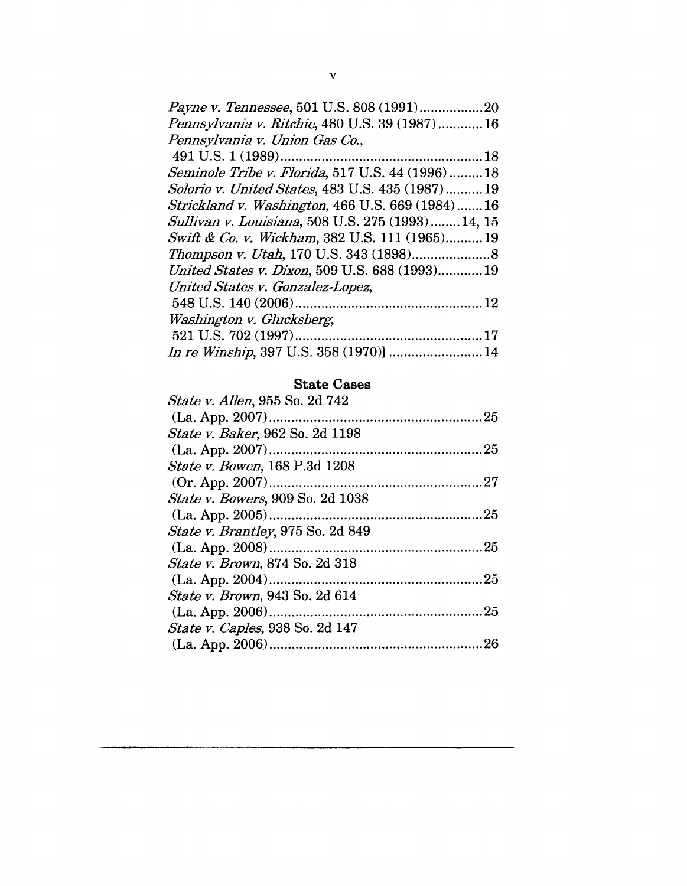*Payne v. Tennessee*, 501 U.S. 808 (1991)................20
*Pennsylvania v. Ritchie*, 480 U.S. 39 (1987)............16
*Pennsylvania v. Union Gas Co.*,
491 U.S. 1 (1989)......................................................18
*Seminole Tribe v. Florida*, 517 U.S. 44 (1996).........18
*Solorio v. United States*, 483 U.S. 435 (1987)..........19
*Strickland v. Washington*, 466 U.S. 669 (1984).......16
*Sullivan v. Louisiana*, 508 U.S. 275 (1993)........14, 15
*Swift & Co. v. Wickham*, 382 U.S. 111 (1965)..........19
*Thompson v. Utah*, 170 U.S. 343 (1898).....................8
*United States v. Dixon*, 509 U.S. 688 (1993)............19
*United States v. Gonzalez-Lopez*,
548 U.S. 140 (2006)..................................................12
*Washington v. Glucksberg*,
521 U.S. 702 (1997)..................................................17
*In re Winship*, 397 U.S. 358 (1970)] .........................14

### State Cases

*State v. Allen*, 955 So. 2d 742
(La. App. 2007).........................................................25
*State v. Baker*, 962 So. 2d 1198
(La. App. 2007).........................................................25
*State v. Bowen*, 168 P.3d 1208
(Or. App. 2007).........................................................27
*State v. Bowers*, 909 So. 2d 1038
(La. App. 2005).........................................................25
*State v. Brantley*, 975 So. 2d 849
(La. App. 2008).........................................................25
*State v. Brown*, 874 So. 2d 318
(La. App. 2004).........................................................25
*State v. Brown*, 943 So. 2d 614
(La. App. 2006).........................................................25
*State v. Caples*, 938 So. 2d 147
(La. App. 2006).........................................................26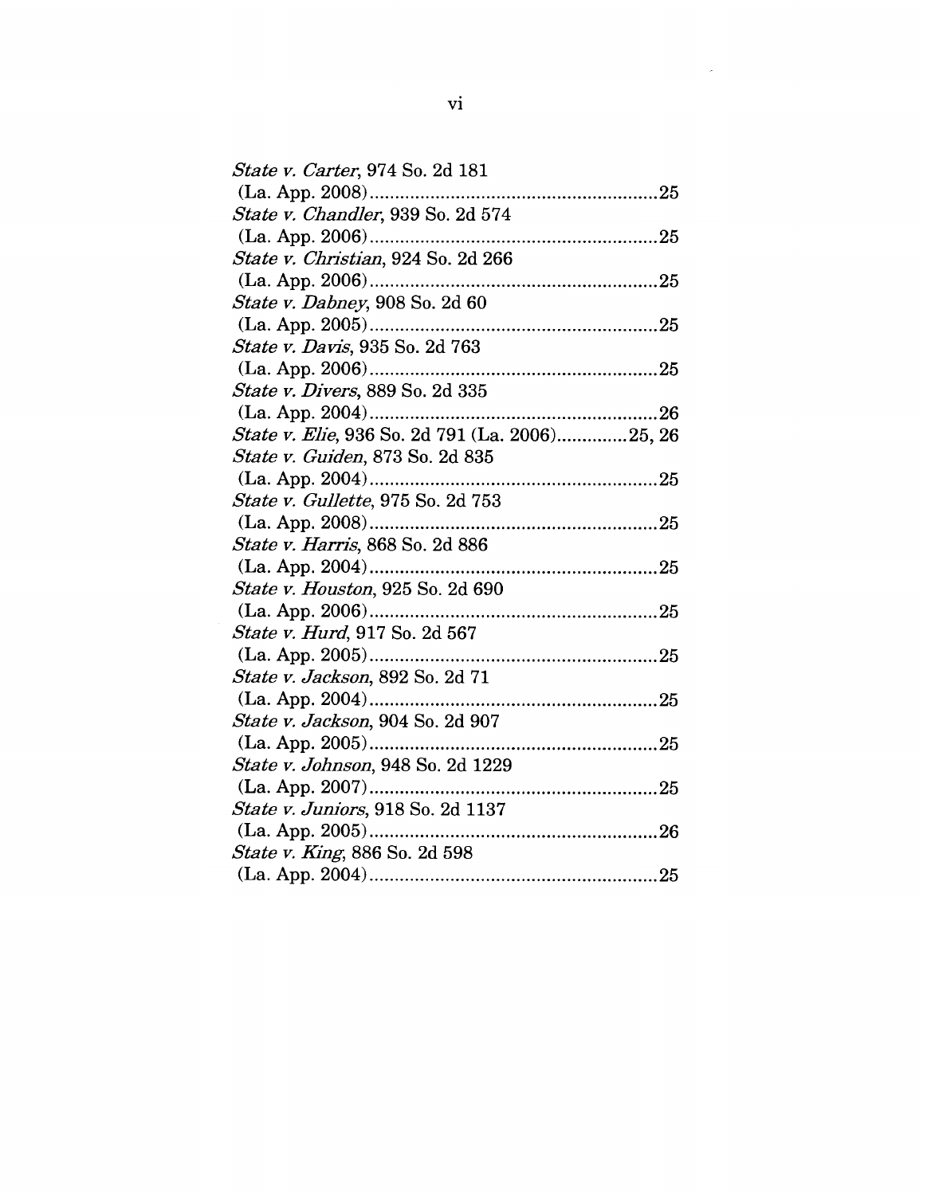*State v. Carter*, 974 So. 2d 181
(La. App. 2008)........................................................25

*State v. Chandler*, 939 So. 2d 574
(La. App. 2006)........................................................25

*State v. Christian*, 924 So. 2d 266
(La. App. 2006)........................................................25

*State v. Dabney*, 908 So. 2d 60
(La. App. 2005)........................................................25

*State v. Davis*, 935 So. 2d 763
(La. App. 2006)........................................................25

*State v. Divers*, 889 So. 2d 335
(La. App. 2004)........................................................26

*State v. Elie*, 936 So. 2d 791 (La. 2006)..............25, 26

*State v. Guiden*, 873 So. 2d 835
(La. App. 2004)........................................................25

*State v. Gullette*, 975 So. 2d 753
(La. App. 2008)........................................................25

*State v. Harris*, 868 So. 2d 886
(La. App. 2004)........................................................25

*State v. Houston*, 925 So. 2d 690
(La. App. 2006)........................................................25

*State v. Hurd*, 917 So. 2d 567
(La. App. 2005)........................................................25

*State v. Jackson*, 892 So. 2d 71
(La. App. 2004)........................................................25

*State v. Jackson*, 904 So. 2d 907
(La. App. 2005)........................................................25

*State v. Johnson*, 948 So. 2d 1229
(La. App. 2007)........................................................25

*State v. Juniors*, 918 So. 2d 1137
(La. App. 2005)........................................................26

*State v. King*, 886 So. 2d 598
(La. App. 2004)........................................................25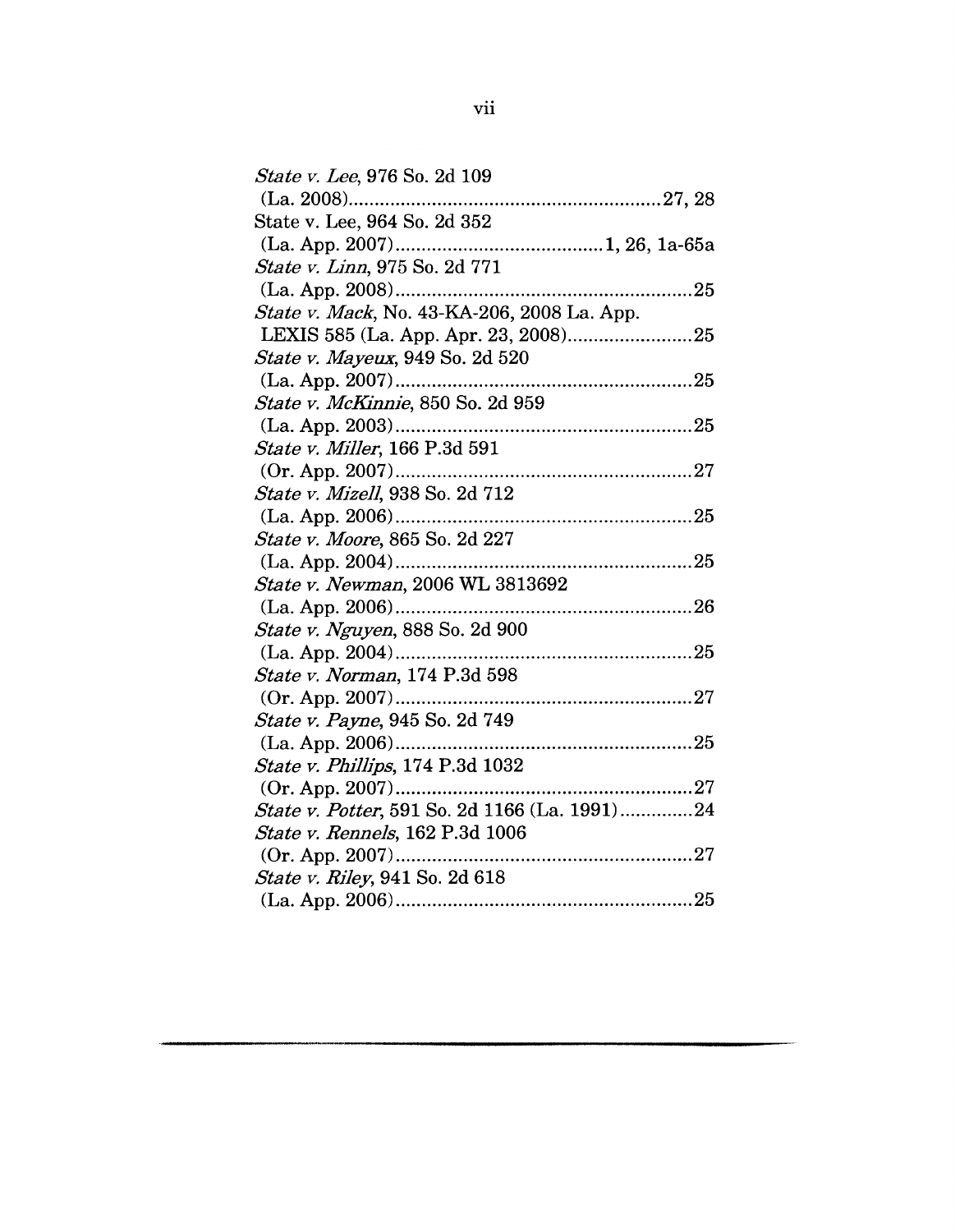*State v. Lee*, 976 So. 2d 109 (La. 2008)............................................................27, 28

State v. Lee, 964 So. 2d 352 (La. App. 2007)........................................1, 26, 1a-65a

*State v. Linn*, 975 So. 2d 771 (La. App. 2008).........................................................25

*State v. Mack*, No. 43-KA-206, 2008 La. App. LEXIS 585 (La. App. Apr. 23, 2008)........................25

*State v. Mayeux*, 949 So. 2d 520 (La. App. 2007).........................................................25

*State v. McKinnie*, 850 So. 2d 959 (La. App. 2003).........................................................25

*State v. Miller*, 166 P.3d 591 (Or. App. 2007).........................................................27

*State v. Mizell*, 938 So. 2d 712 (La. App. 2006).........................................................25

*State v. Moore*, 865 So. 2d 227 (La. App. 2004).........................................................25

*State v. Newman*, 2006 WL 3813692 (La. App. 2006).........................................................26

*State v. Nguyen*, 888 So. 2d 900 (La. App. 2004).........................................................25

*State v. Norman*, 174 P.3d 598 (Or. App. 2007).........................................................27

*State v. Payne*, 945 So. 2d 749 (La. App. 2006).........................................................25

*State v. Phillips*, 174 P.3d 1032 (Or. App. 2007).........................................................27

*State v. Potter*, 591 So. 2d 1166 (La. 1991)..............24

*State v. Rennels*, 162 P.3d 1006 (Or. App. 2007).........................................................27

*State v. Riley*, 941 So. 2d 618 (La. App. 2006).........................................................25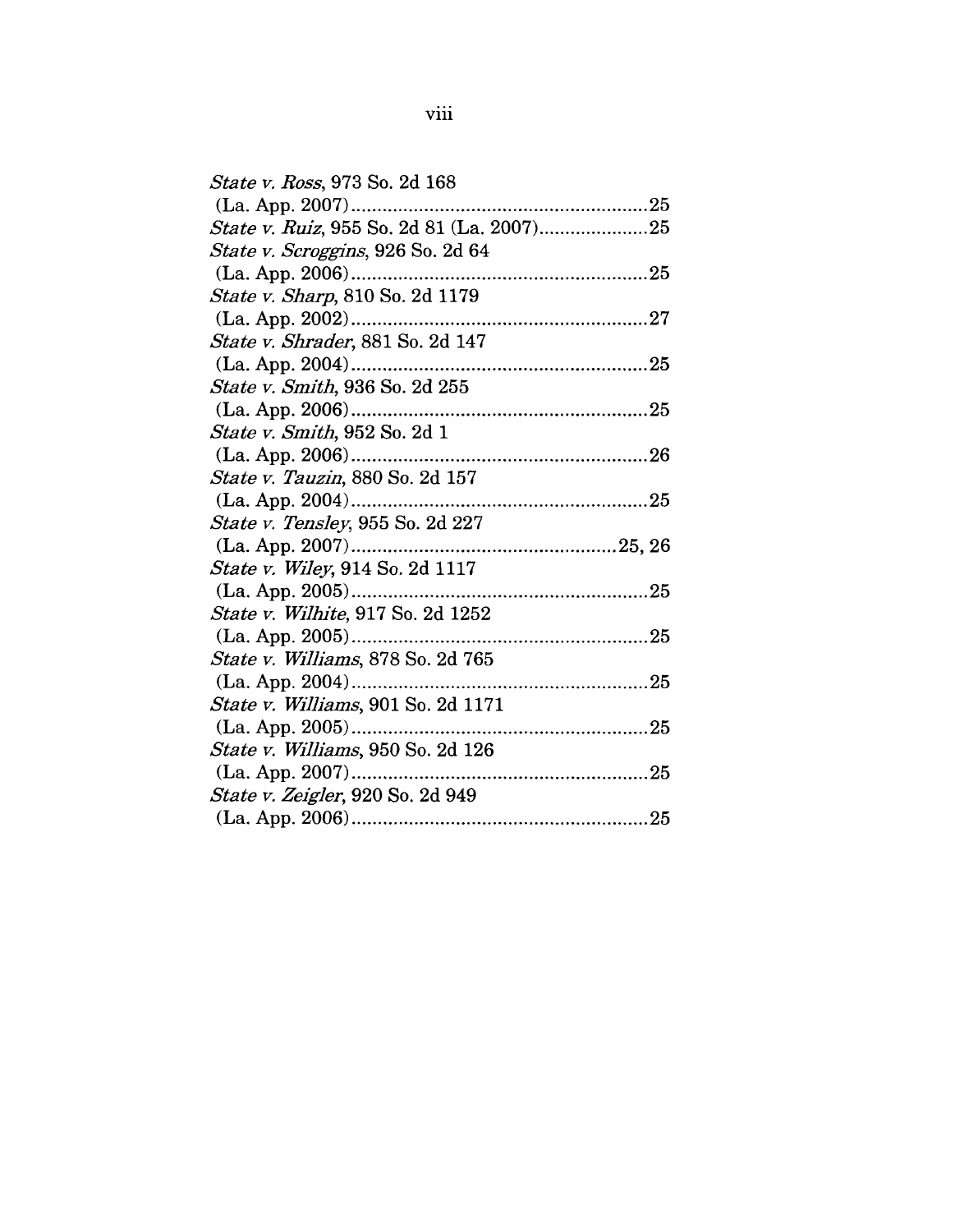*State v. Ross*, 973 So. 2d 168 (La. App. 2007) ........................................................ 25

*State v. Ruiz*, 955 So. 2d 81 (La. 2007) .................... 25

*State v. Scroggins*, 926 So. 2d 64 (La. App. 2006) ........................................................ 25

*State v. Sharp*, 810 So. 2d 1179 (La. App. 2002) ........................................................ 27

*State v. Shrader*, 881 So. 2d 147 (La. App. 2004) ........................................................ 25

*State v. Smith*, 936 So. 2d 255 (La. App. 2006) ........................................................ 25

*State v. Smith*, 952 So. 2d 1 (La. App. 2006) ........................................................ 26

*State v. Tauzin*, 880 So. 2d 157 (La. App. 2004) ........................................................ 25

*State v. Tensley*, 955 So. 2d 227 (La. App. 2007) .................................................. 25, 26

*State v. Wiley*, 914 So. 2d 1117 (La. App. 2005) ........................................................ 25

*State v. Wilhite*, 917 So. 2d 1252 (La. App. 2005) ........................................................ 25

*State v. Williams*, 878 So. 2d 765 (La. App. 2004) ........................................................ 25

*State v. Williams*, 901 So. 2d 1171 (La. App. 2005) ........................................................ 25

*State v. Williams*, 950 So. 2d 126 (La. App. 2007) ........................................................ 25

*State v. Zeigler*, 920 So. 2d 949 (La. App. 2006) ........................................................ 25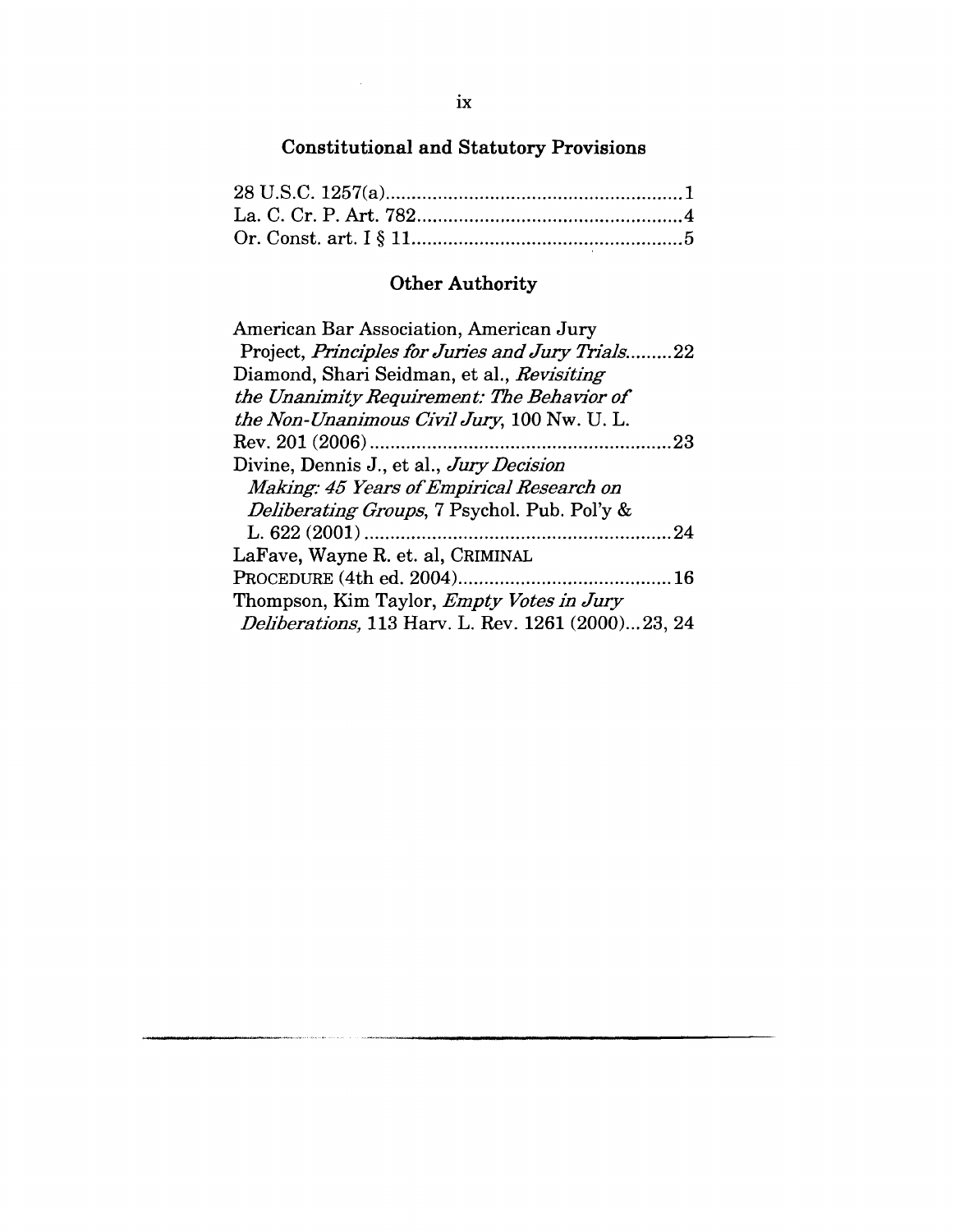## Constitutional and Statutory Provisions

28 U.S.C. 1257(a)........................................................1
La. C. Cr. P. Art. 782..................................................4
Or. Const. art. I § 11....................................................5

## Other Authority

American Bar Association, American Jury Project, *Principles for Juries and Jury Trials*.........22
Diamond, Shari Seidman, et al., *Revisiting the Unanimity Requirement: The Behavior of the Non-Unanimous Civil Jury*, 100 Nw. U. L. Rev. 201 (2006)..........................................................23
Divine, Dennis J., et al., *Jury Decision Making: 45 Years of Empirical Research on Deliberating Groups*, 7 Psychol. Pub. Pol'y & L. 622 (2001)...........................................................24
LaFave, Wayne R. et. al, CRIMINAL PROCEDURE (4th ed. 2004).........................................16
Thompson, Kim Taylor, *Empty Votes in Jury Deliberations,* 113 Harv. L. Rev. 1261 (2000)...23, 24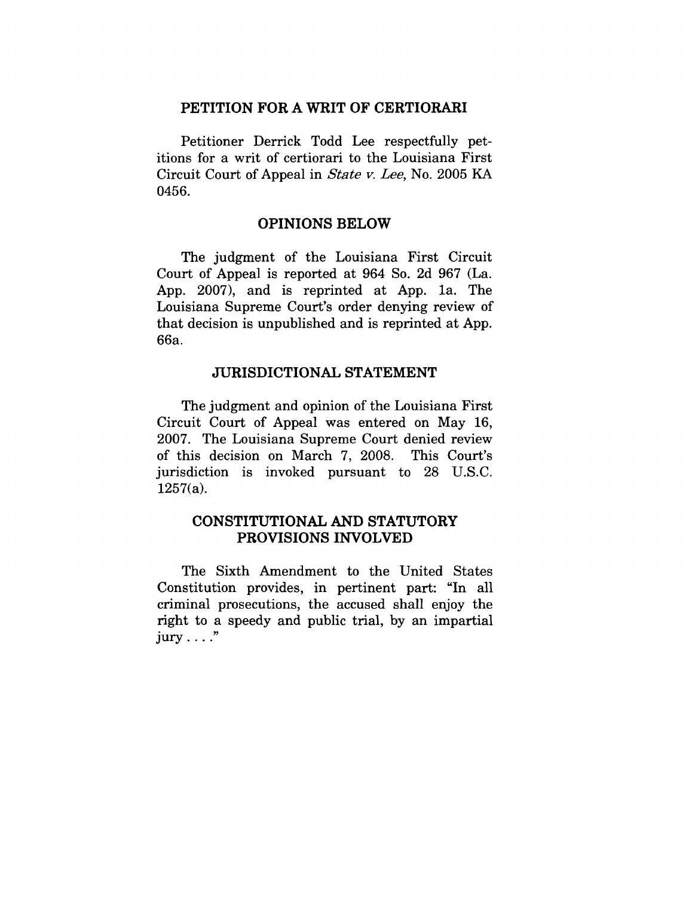## PETITION FOR A WRIT OF CERTIORARI

Petitioner Derrick Todd Lee respectfully petitions for a writ of certiorari to the Louisiana First Circuit Court of Appeal in *State v. Lee*, No. 2005 KA 0456.

## OPINIONS BELOW

The judgment of the Louisiana First Circuit Court of Appeal is reported at 964 So. 2d 967 (La. App. 2007), and is reprinted at App. 1a. The Louisiana Supreme Court's order denying review of that decision is unpublished and is reprinted at App. 66a.

## JURISDICTIONAL STATEMENT

The judgment and opinion of the Louisiana First Circuit Court of Appeal was entered on May 16, 2007. The Louisiana Supreme Court denied review of this decision on March 7, 2008. This Court's jurisdiction is invoked pursuant to 28 U.S.C. 1257(a).

## CONSTITUTIONAL AND STATUTORY PROVISIONS INVOLVED

The Sixth Amendment to the United States Constitution provides, in pertinent part: "In all criminal prosecutions, the accused shall enjoy the right to a speedy and public trial, by an impartial jury . . . ."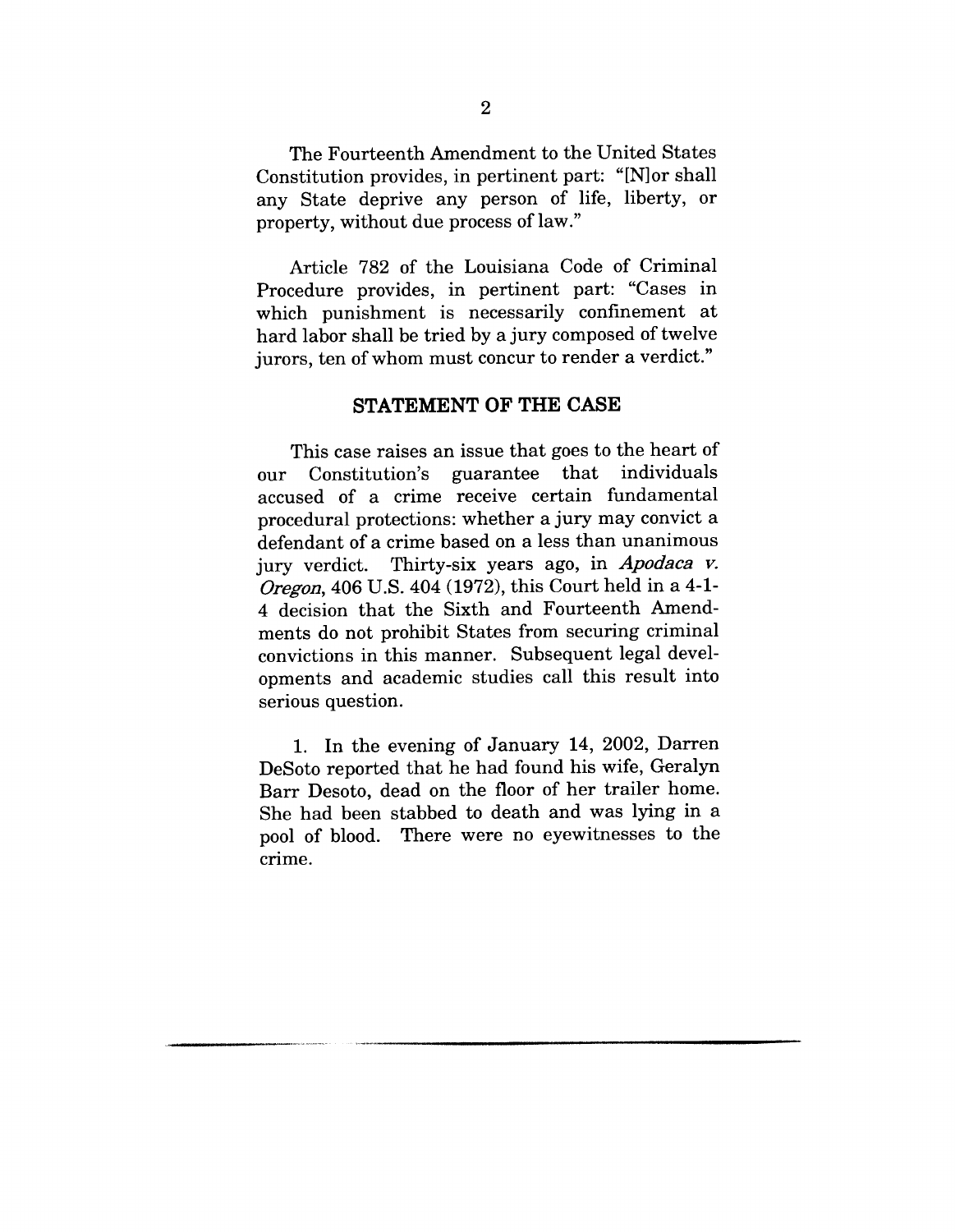The Fourteenth Amendment to the United States Constitution provides, in pertinent part: "[N]or shall any State deprive any person of life, liberty, or property, without due process of law."

Article 782 of the Louisiana Code of Criminal Procedure provides, in pertinent part: "Cases in which punishment is necessarily confinement at hard labor shall be tried by a jury composed of twelve jurors, ten of whom must concur to render a verdict."

## STATEMENT OF THE CASE

This case raises an issue that goes to the heart of our Constitution's guarantee that individuals accused of a crime receive certain fundamental procedural protections: whether a jury may convict a defendant of a crime based on a less than unanimous jury verdict. Thirty-six years ago, in *Apodaca v. Oregon*, 406 U.S. 404 (1972), this Court held in a 4-1-4 decision that the Sixth and Fourteenth Amendments do not prohibit States from securing criminal convictions in this manner. Subsequent legal developments and academic studies call this result into serious question.

1. In the evening of January 14, 2002, Darren DeSoto reported that he had found his wife, Geralyn Barr Desoto, dead on the floor of her trailer home. She had been stabbed to death and was lying in a pool of blood. There were no eyewitnesses to the crime.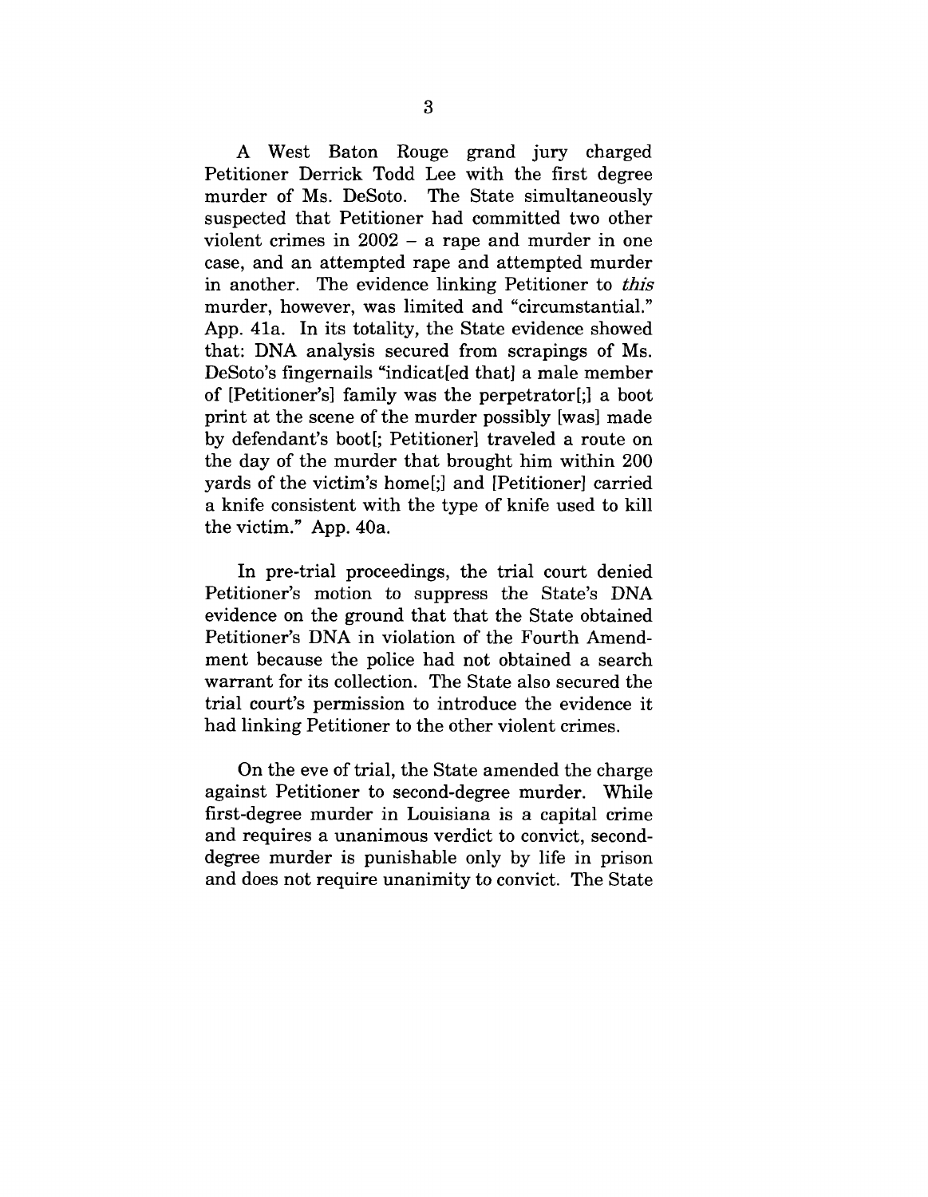A West Baton Rouge grand jury charged Petitioner Derrick Todd Lee with the first degree murder of Ms. DeSoto. The State simultaneously suspected that Petitioner had committed two other violent crimes in 2002 – a rape and murder in one case, and an attempted rape and attempted murder in another. The evidence linking Petitioner to *this* murder, however, was limited and "circumstantial." App. 41a. In its totality, the State evidence showed that: DNA analysis secured from scrapings of Ms. DeSoto's fingernails "indicat[ed that] a male member of [Petitioner's] family was the perpetrator[;] a boot print at the scene of the murder possibly [was] made by defendant's boot[; Petitioner] traveled a route on the day of the murder that brought him within 200 yards of the victim's home[;] and [Petitioner] carried a knife consistent with the type of knife used to kill the victim." App. 40a.

In pre-trial proceedings, the trial court denied Petitioner's motion to suppress the State's DNA evidence on the ground that that the State obtained Petitioner's DNA in violation of the Fourth Amendment because the police had not obtained a search warrant for its collection. The State also secured the trial court's permission to introduce the evidence it had linking Petitioner to the other violent crimes.

On the eve of trial, the State amended the charge against Petitioner to second-degree murder. While first-degree murder in Louisiana is a capital crime and requires a unanimous verdict to convict, second-degree murder is punishable only by life in prison and does not require unanimity to convict. The State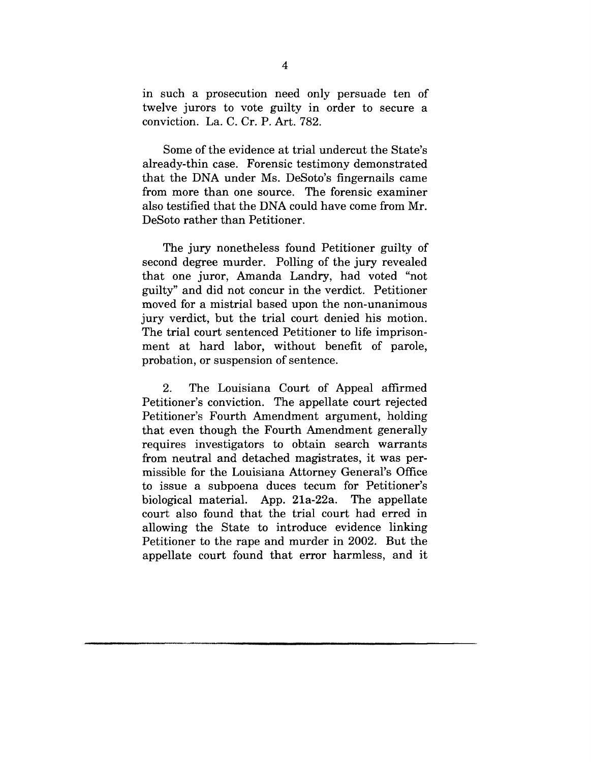in such a prosecution need only persuade ten of twelve jurors to vote guilty in order to secure a conviction. La. C. Cr. P. Art. 782.

Some of the evidence at trial undercut the State's already-thin case. Forensic testimony demonstrated that the DNA under Ms. DeSoto's fingernails came from more than one source. The forensic examiner also testified that the DNA could have come from Mr. DeSoto rather than Petitioner.

The jury nonetheless found Petitioner guilty of second degree murder. Polling of the jury revealed that one juror, Amanda Landry, had voted "not guilty" and did not concur in the verdict. Petitioner moved for a mistrial based upon the non-unanimous jury verdict, but the trial court denied his motion. The trial court sentenced Petitioner to life imprisonment at hard labor, without benefit of parole, probation, or suspension of sentence.

2. The Louisiana Court of Appeal affirmed Petitioner's conviction. The appellate court rejected Petitioner's Fourth Amendment argument, holding that even though the Fourth Amendment generally requires investigators to obtain search warrants from neutral and detached magistrates, it was permissible for the Louisiana Attorney General's Office to issue a subpoena duces tecum for Petitioner's biological material. App. 21a-22a. The appellate court also found that the trial court had erred in allowing the State to introduce evidence linking Petitioner to the rape and murder in 2002. But the appellate court found that error harmless, and it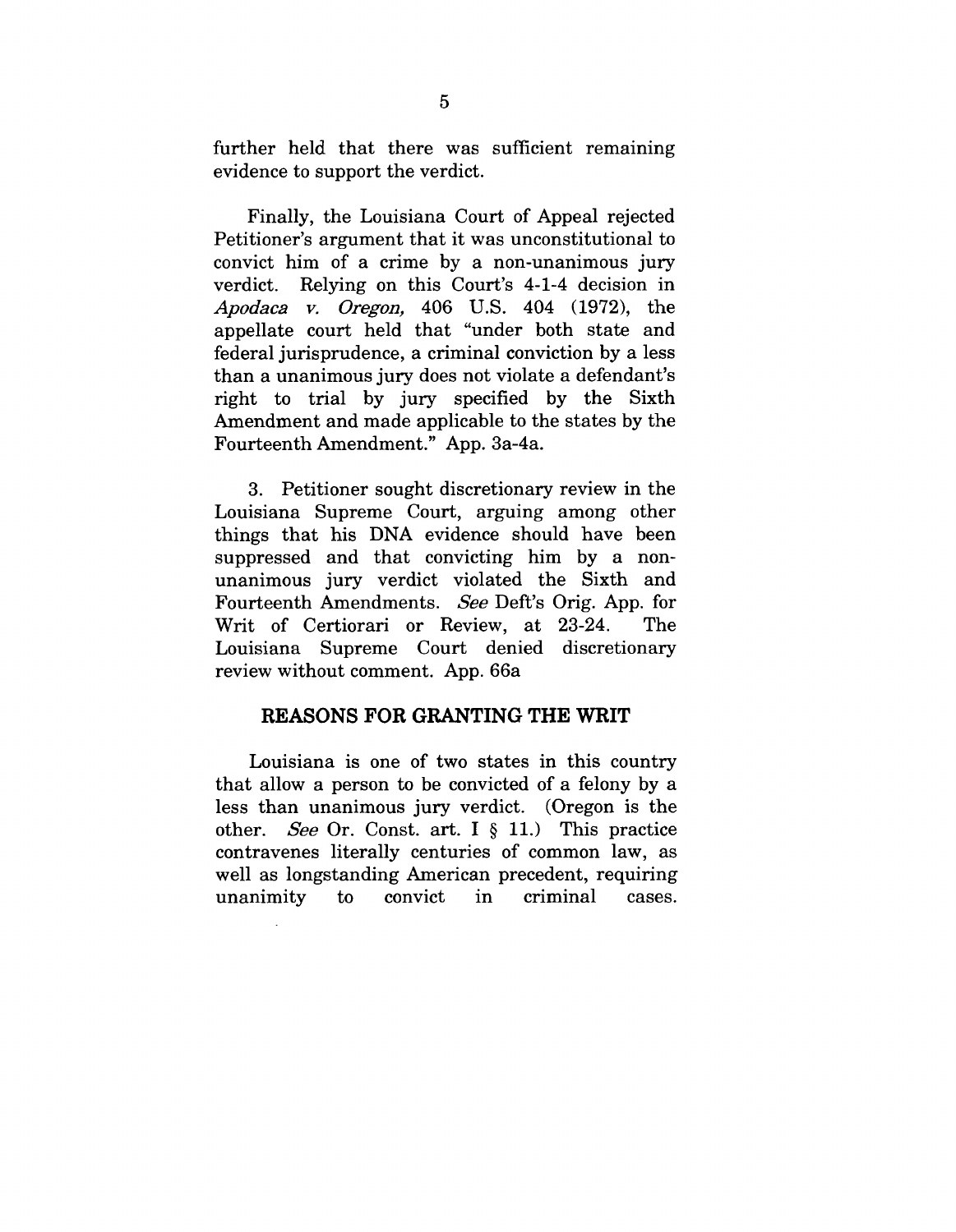further held that there was sufficient remaining evidence to support the verdict.

Finally, the Louisiana Court of Appeal rejected Petitioner's argument that it was unconstitutional to convict him of a crime by a non-unanimous jury verdict. Relying on this Court's 4-1-4 decision in *Apodaca v. Oregon,* 406 U.S. 404 (1972), the appellate court held that "under both state and federal jurisprudence, a criminal conviction by a less than a unanimous jury does not violate a defendant's right to trial by jury specified by the Sixth Amendment and made applicable to the states by the Fourteenth Amendment." App. 3a-4a.

3. Petitioner sought discretionary review in the Louisiana Supreme Court, arguing among other things that his DNA evidence should have been suppressed and that convicting him by a non-unanimous jury verdict violated the Sixth and Fourteenth Amendments. *See* Deft's Orig. App. for Writ of Certiorari or Review, at 23-24. The Louisiana Supreme Court denied discretionary review without comment. App. 66a

## REASONS FOR GRANTING THE WRIT

Louisiana is one of two states in this country that allow a person to be convicted of a felony by a less than unanimous jury verdict. (Oregon is the other. *See* Or. Const. art. I § 11.) This practice contravenes literally centuries of common law, as well as longstanding American precedent, requiring unanimity to convict in criminal cases.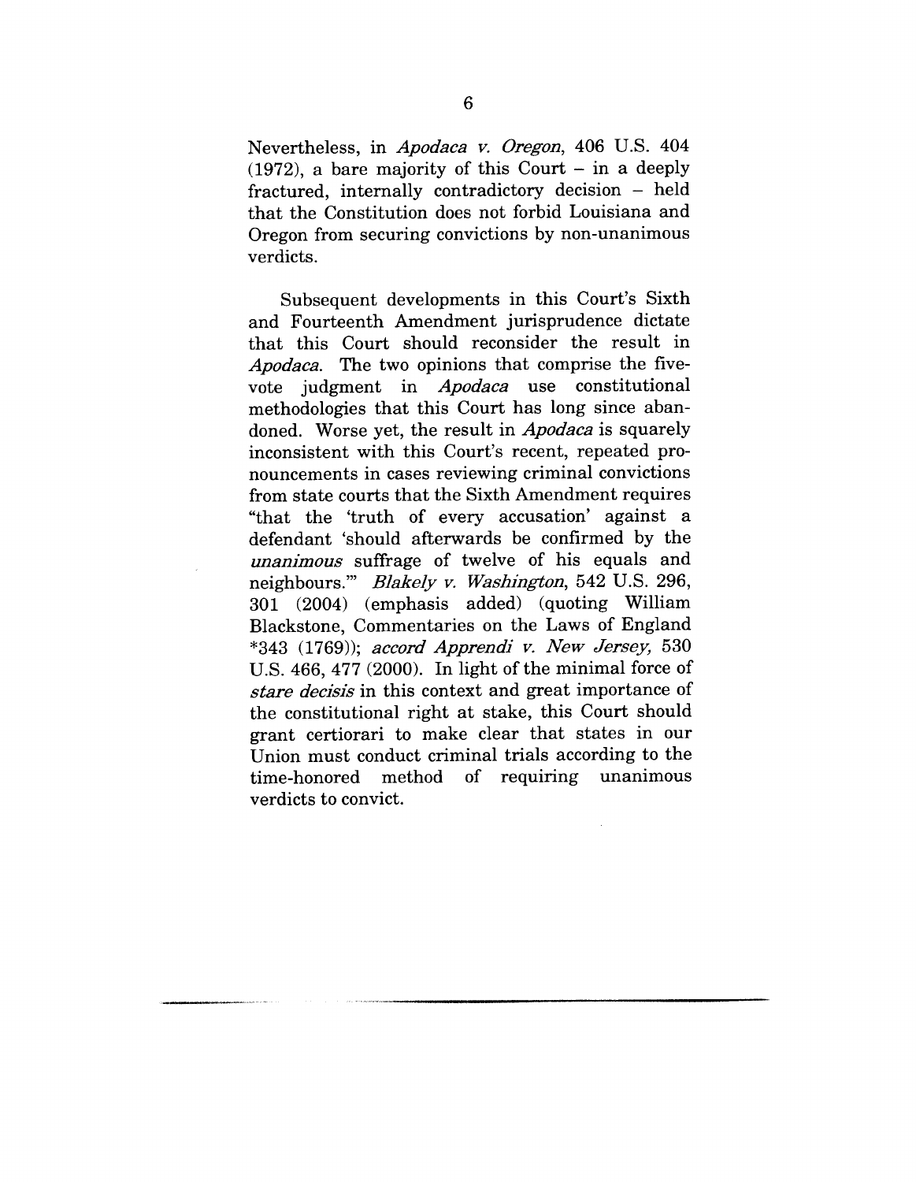Nevertheless, in *Apodaca v. Oregon*, 406 U.S. 404 (1972), a bare majority of this Court – in a deeply fractured, internally contradictory decision – held that the Constitution does not forbid Louisiana and Oregon from securing convictions by non-unanimous verdicts.

Subsequent developments in this Court's Sixth and Fourteenth Amendment jurisprudence dictate that this Court should reconsider the result in *Apodaca*. The two opinions that comprise the five-vote judgment in *Apodaca* use constitutional methodologies that this Court has long since abandoned. Worse yet, the result in *Apodaca* is squarely inconsistent with this Court's recent, repeated pronouncements in cases reviewing criminal convictions from state courts that the Sixth Amendment requires "that the 'truth of every accusation' against a defendant 'should afterwards be confirmed by the *unanimous* suffrage of twelve of his equals and neighbours.'" *Blakely v. Washington*, 542 U.S. 296, 301 (2004) (emphasis added) (quoting William Blackstone, Commentaries on the Laws of England *343 (1769)); *accord Apprendi v. New Jersey,* 530 U.S. 466, 477 (2000). In light of the minimal force of *stare decisis* in this context and great importance of the constitutional right at stake, this Court should grant certiorari to make clear that states in our Union must conduct criminal trials according to the time-honored method of requiring unanimous verdicts to convict.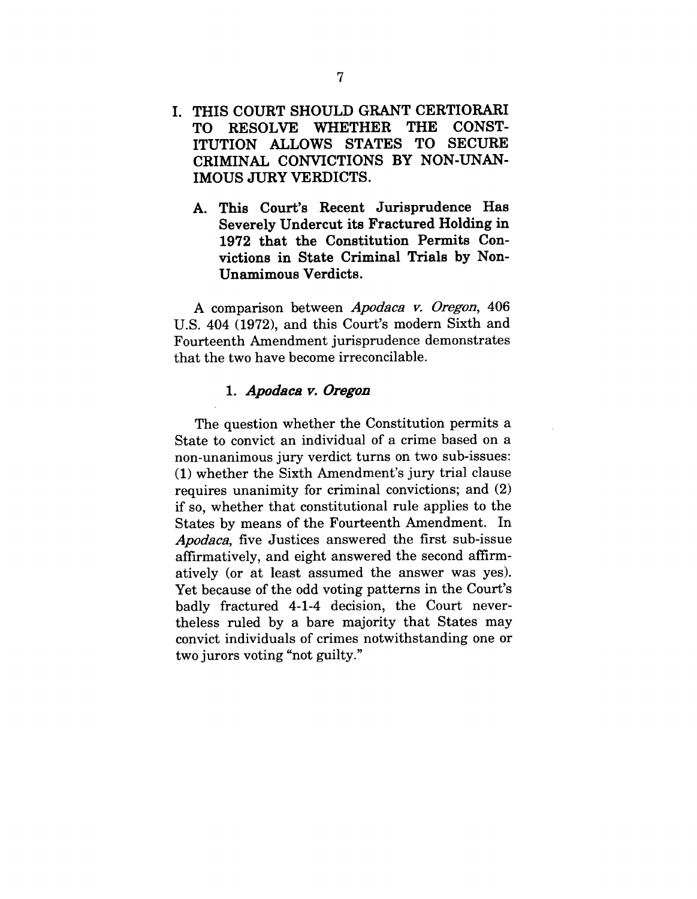## I. THIS COURT SHOULD GRANT CERTIORARI TO RESOLVE WHETHER THE CONSTITUTION ALLOWS STATES TO SECURE CRIMINAL CONVICTIONS BY NON-UNANIMOUS JURY VERDICTS.

### A. This Court's Recent Jurisprudence Has Severely Undercut its Fractured Holding in 1972 that the Constitution Permits Convictions in State Criminal Trials by Non-Unamimous Verdicts.

A comparison between *Apodaca v. Oregon*, 406 U.S. 404 (1972), and this Court's modern Sixth and Fourteenth Amendment jurisprudence demonstrates that the two have become irreconcilable.

#### 1. *Apodaca v. Oregon*

The question whether the Constitution permits a State to convict an individual of a crime based on a non-unanimous jury verdict turns on two sub-issues: (1) whether the Sixth Amendment's jury trial clause requires unanimity for criminal convictions; and (2) if so, whether that constitutional rule applies to the States by means of the Fourteenth Amendment. In *Apodaca*, five Justices answered the first sub-issue affirmatively, and eight answered the second affirmatively (or at least assumed the answer was yes). Yet because of the odd voting patterns in the Court's badly fractured 4-1-4 decision, the Court nevertheless ruled by a bare majority that States may convict individuals of crimes notwithstanding one or two jurors voting "not guilty."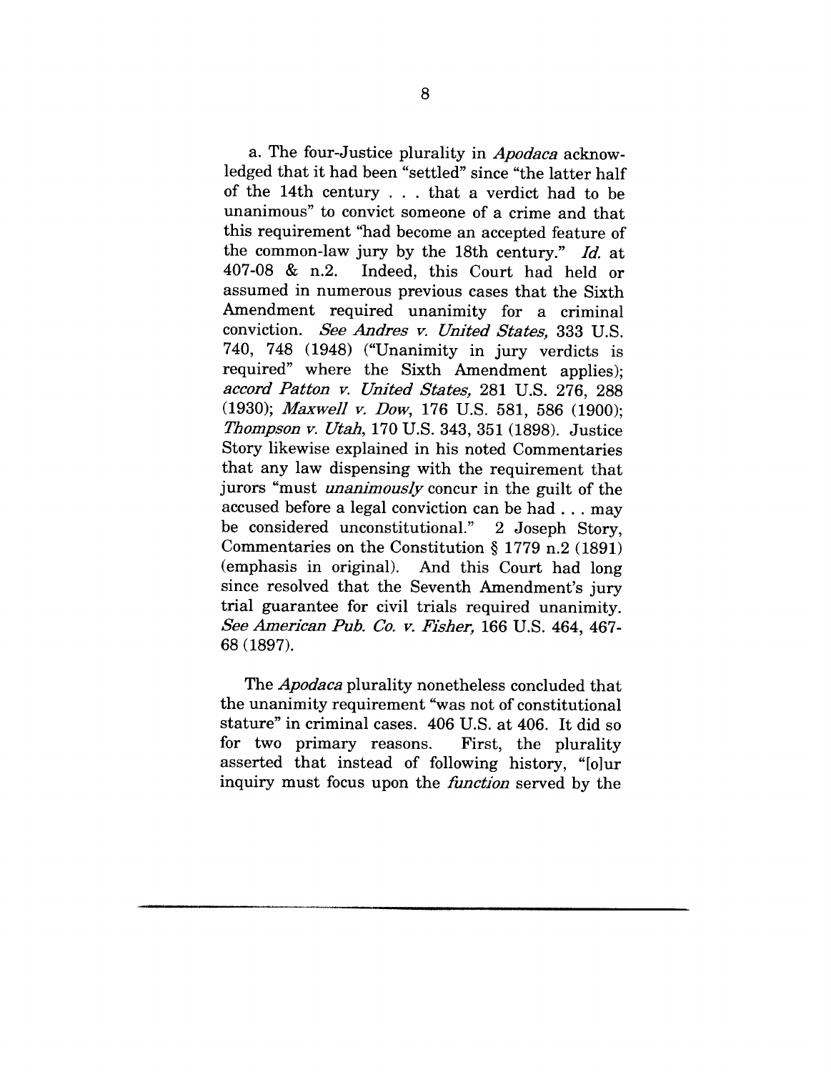a. The four-Justice plurality in *Apodaca* acknowledged that it had been "settled" since "the latter half of the 14th century . . . that a verdict had to be unanimous" to convict someone of a crime and that this requirement "had become an accepted feature of the common-law jury by the 18th century." *Id.* at 407-08 & n.2. Indeed, this Court had held or assumed in numerous previous cases that the Sixth Amendment required unanimity for a criminal conviction. *See Andres v. United States,* 333 U.S. 740, 748 (1948) ("Unanimity in jury verdicts is required" where the Sixth Amendment applies); *accord Patton v. United States,* 281 U.S. 276, 288 (1930); *Maxwell v. Dow,* 176 U.S. 581, 586 (1900); *Thompson v. Utah,* 170 U.S. 343, 351 (1898). Justice Story likewise explained in his noted Commentaries that any law dispensing with the requirement that jurors "must *unanimously* concur in the guilt of the accused before a legal conviction can be had . . . may be considered unconstitutional." 2 Joseph Story, Commentaries on the Constitution § 1779 n.2 (1891) (emphasis in original). And this Court had long since resolved that the Seventh Amendment's jury trial guarantee for civil trials required unanimity. *See American Pub. Co. v. Fisher,* 166 U.S. 464, 467-68 (1897).

The *Apodaca* plurality nonetheless concluded that the unanimity requirement "was not of constitutional stature" in criminal cases. 406 U.S. at 406. It did so for two primary reasons. First, the plurality asserted that instead of following history, "[o]ur inquiry must focus upon the *function* served by the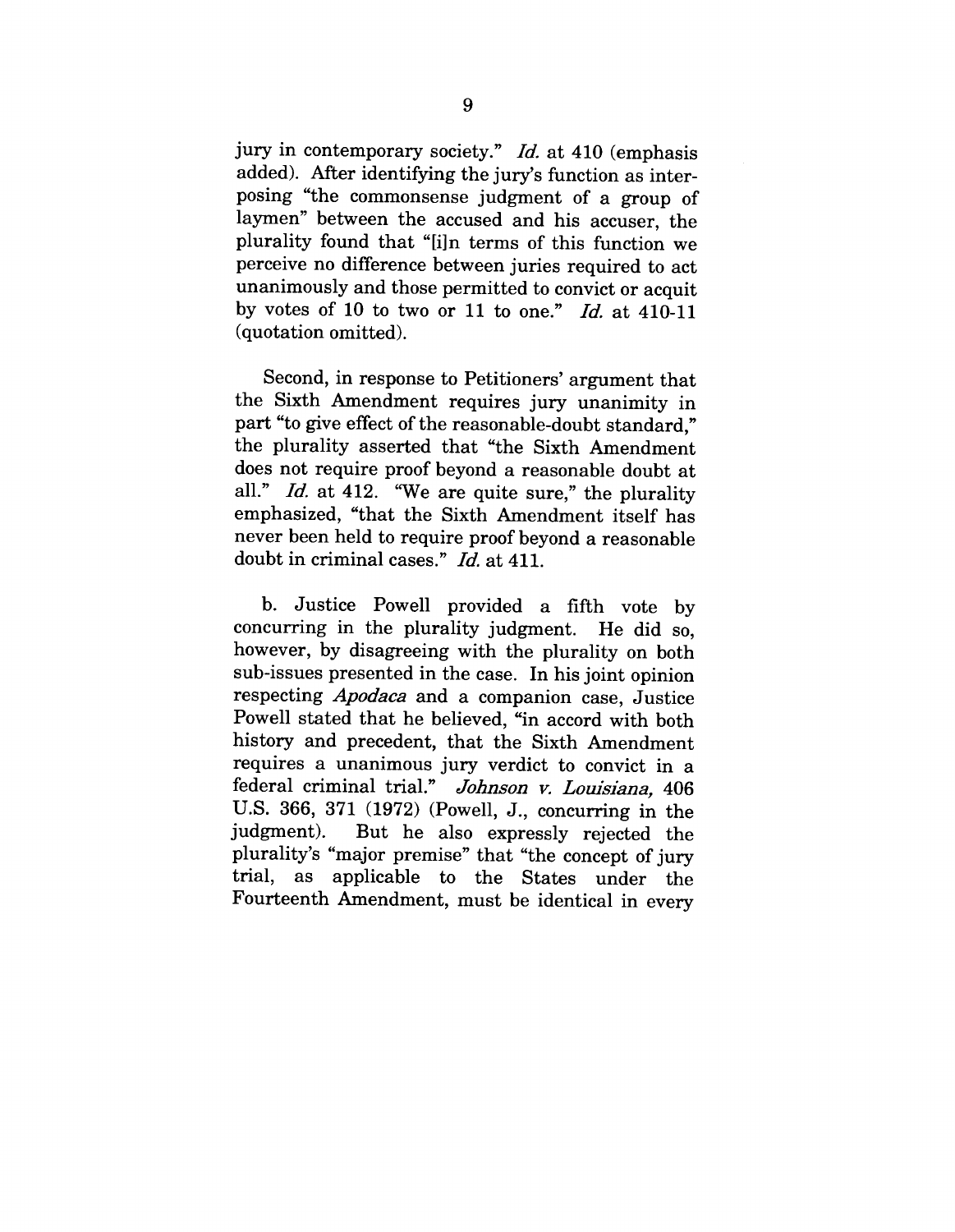jury in contemporary society." *Id.* at 410 (emphasis added). After identifying the jury's function as interposing "the commonsense judgment of a group of laymen" between the accused and his accuser, the plurality found that "[i]n terms of this function we perceive no difference between juries required to act unanimously and those permitted to convict or acquit by votes of 10 to two or 11 to one." *Id.* at 410-11 (quotation omitted).

Second, in response to Petitioners' argument that the Sixth Amendment requires jury unanimity in part "to give effect of the reasonable-doubt standard," the plurality asserted that "the Sixth Amendment does not require proof beyond a reasonable doubt at all." *Id.* at 412. "We are quite sure," the plurality emphasized, "that the Sixth Amendment itself has never been held to require proof beyond a reasonable doubt in criminal cases." *Id.* at 411.

b. Justice Powell provided a fifth vote by concurring in the plurality judgment. He did so, however, by disagreeing with the plurality on both sub-issues presented in the case. In his joint opinion respecting *Apodaca* and a companion case, Justice Powell stated that he believed, "in accord with both history and precedent, that the Sixth Amendment requires a unanimous jury verdict to convict in a federal criminal trial." *Johnson v. Louisiana,* 406 U.S. 366, 371 (1972) (Powell, J., concurring in the judgment). But he also expressly rejected the plurality's "major premise" that "the concept of jury trial, as applicable to the States under the Fourteenth Amendment, must be identical in every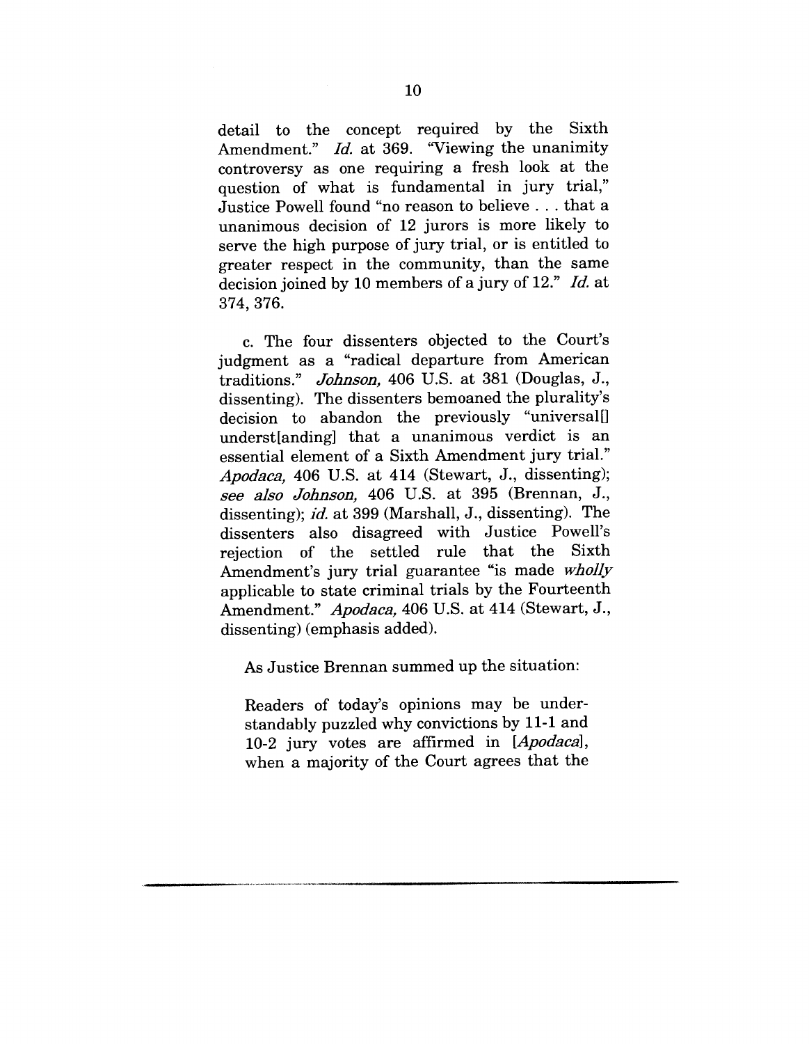detail to the concept required by the Sixth Amendment." *Id.* at 369. "Viewing the unanimity controversy as one requiring a fresh look at the question of what is fundamental in jury trial," Justice Powell found "no reason to believe . . . that a unanimous decision of 12 jurors is more likely to serve the high purpose of jury trial, or is entitled to greater respect in the community, than the same decision joined by 10 members of a jury of 12." *Id.* at 374, 376.

c. The four dissenters objected to the Court's judgment as a "radical departure from American traditions." *Johnson,* 406 U.S. at 381 (Douglas, J., dissenting). The dissenters bemoaned the plurality's decision to abandon the previously "universal[] underst[anding] that a unanimous verdict is an essential element of a Sixth Amendment jury trial." *Apodaca,* 406 U.S. at 414 (Stewart, J., dissenting); *see also Johnson,* 406 U.S. at 395 (Brennan, J., dissenting); *id.* at 399 (Marshall, J., dissenting). The dissenters also disagreed with Justice Powell's rejection of the settled rule that the Sixth Amendment's jury trial guarantee "is made *wholly* applicable to state criminal trials by the Fourteenth Amendment." *Apodaca,* 406 U.S. at 414 (Stewart, J., dissenting) (emphasis added).

As Justice Brennan summed up the situation:

> Readers of today's opinions may be understandably puzzled why convictions by 11-1 and 10-2 jury votes are affirmed in [*Apodaca*], when a majority of the Court agrees that the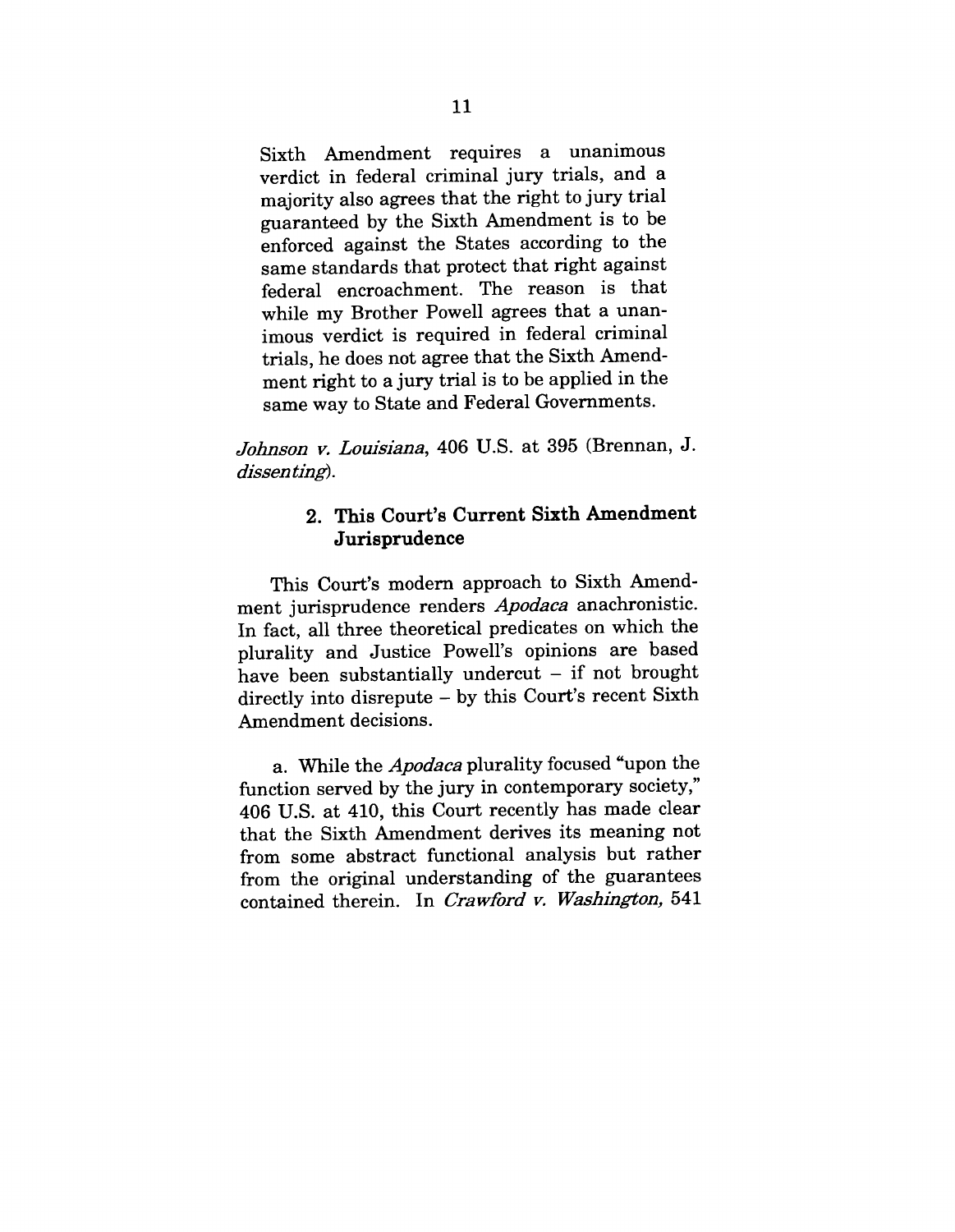> Sixth Amendment requires a unanimous verdict in federal criminal jury trials, and a majority also agrees that the right to jury trial guaranteed by the Sixth Amendment is to be enforced against the States according to the same standards that protect that right against federal encroachment. The reason is that while my Brother Powell agrees that a unanimous verdict is required in federal criminal trials, he does not agree that the Sixth Amendment right to a jury trial is to be applied in the same way to State and Federal Governments.

*Johnson v. Louisiana*, 406 U.S. at 395 (Brennan, J. *dissenting*).

### 2. This Court's Current Sixth Amendment Jurisprudence

This Court's modern approach to Sixth Amendment jurisprudence renders *Apodaca* anachronistic. In fact, all three theoretical predicates on which the plurality and Justice Powell's opinions are based have been substantially undercut – if not brought directly into disrepute – by this Court's recent Sixth Amendment decisions.

a. While the *Apodaca* plurality focused "upon the function served by the jury in contemporary society," 406 U.S. at 410, this Court recently has made clear that the Sixth Amendment derives its meaning not from some abstract functional analysis but rather from the original understanding of the guarantees contained therein. In *Crawford v. Washington,* 541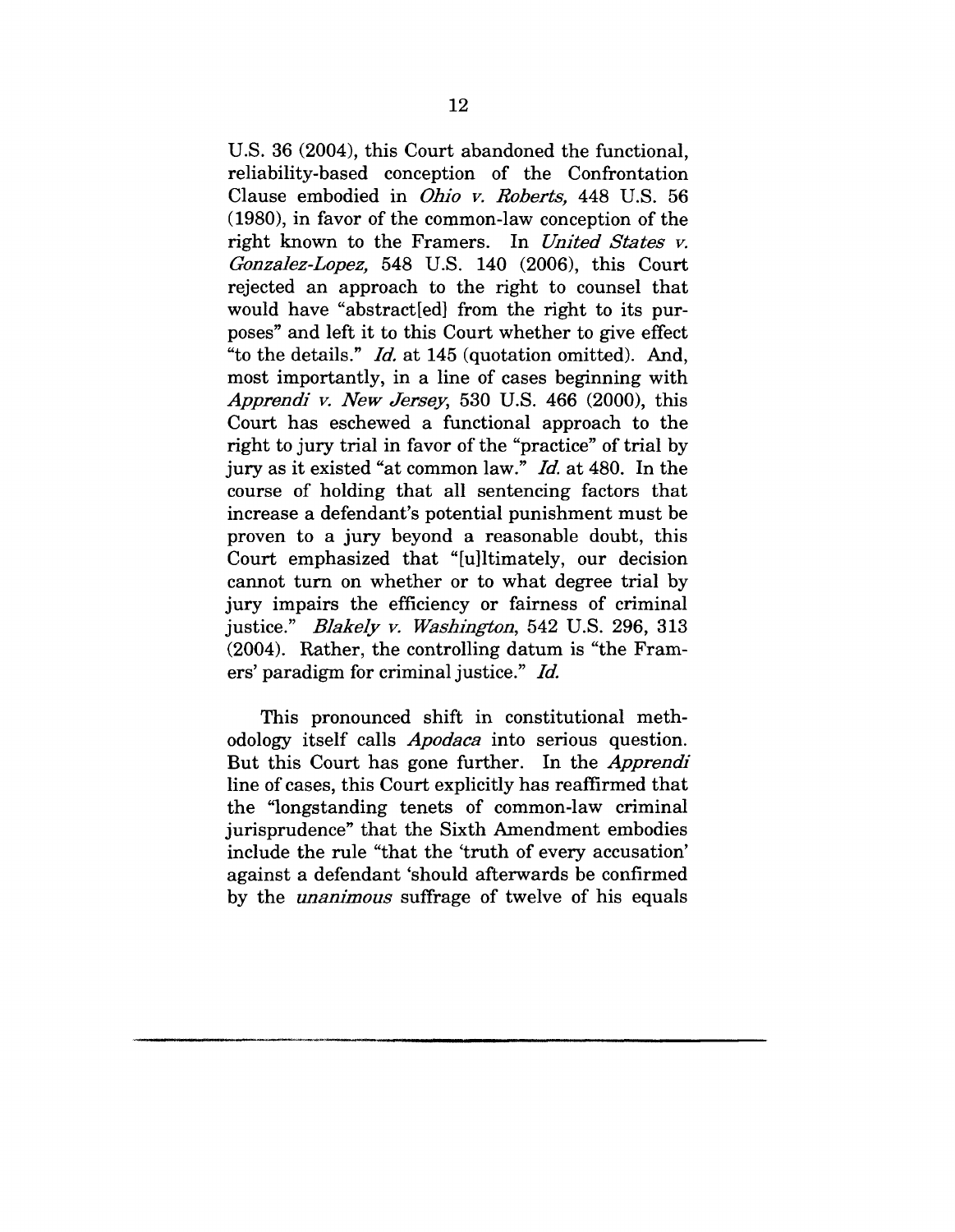U.S. 36 (2004), this Court abandoned the functional, reliability-based conception of the Confrontation Clause embodied in *Ohio v. Roberts,* 448 U.S. 56 (1980), in favor of the common-law conception of the right known to the Framers. In *United States v. Gonzalez-Lopez,* 548 U.S. 140 (2006), this Court rejected an approach to the right to counsel that would have "abstract[ed] from the right to its purposes" and left it to this Court whether to give effect "to the details." *Id.* at 145 (quotation omitted). And, most importantly, in a line of cases beginning with *Apprendi v. New Jersey,* 530 U.S. 466 (2000), this Court has eschewed a functional approach to the right to jury trial in favor of the "practice" of trial by jury as it existed "at common law." *Id.* at 480. In the course of holding that all sentencing factors that increase a defendant's potential punishment must be proven to a jury beyond a reasonable doubt, this Court emphasized that "[u]ltimately, our decision cannot turn on whether or to what degree trial by jury impairs the efficiency or fairness of criminal justice." *Blakely v. Washington,* 542 U.S. 296, 313 (2004). Rather, the controlling datum is "the Framers' paradigm for criminal justice." *Id.*

This pronounced shift in constitutional methodology itself calls *Apodaca* into serious question. But this Court has gone further. In the *Apprendi* line of cases, this Court explicitly has reaffirmed that the "longstanding tenets of common-law criminal jurisprudence" that the Sixth Amendment embodies include the rule "that the 'truth of every accusation' against a defendant 'should afterwards be confirmed by the *unanimous* suffrage of twelve of his equals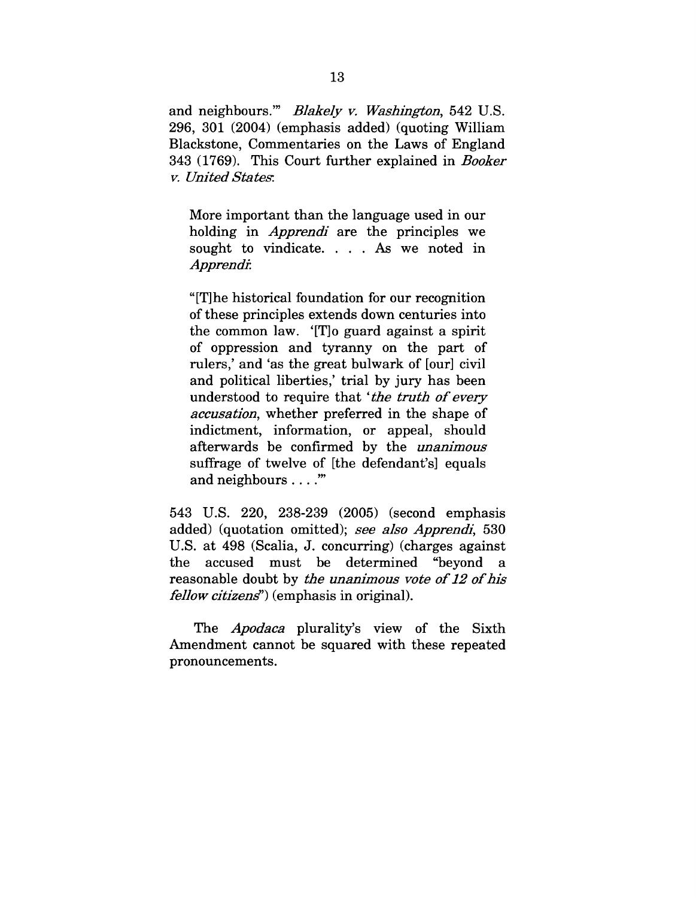and neighbours.'" *Blakely v. Washington*, 542 U.S. 296, 301 (2004) (emphasis added) (quoting William Blackstone, Commentaries on the Laws of England 343 (1769). This Court further explained in *Booker v. United States*:

> More important than the language used in our holding in *Apprendi* are the principles we sought to vindicate. . . . As we noted in *Apprendi*:
>
> "[T]he historical foundation for our recognition of these principles extends down centuries into the common law. '[T]o guard against a spirit of oppression and tyranny on the part of rulers,' and 'as the great bulwark of [our] civil and political liberties,' trial by jury has been understood to require that '*the truth of every accusation*, whether preferred in the shape of indictment, information, or appeal, should afterwards be confirmed by the *unanimous* suffrage of twelve of [the defendant's] equals and neighbours . . . .'"

543 U.S. 220, 238-239 (2005) (second emphasis added) (quotation omitted); *see also Apprendi*, 530 U.S. at 498 (Scalia, J. concurring) (charges against the accused must be determined "beyond a reasonable doubt by *the unanimous vote of 12 of his fellow citizens*") (emphasis in original).

The *Apodaca* plurality's view of the Sixth Amendment cannot be squared with these repeated pronouncements.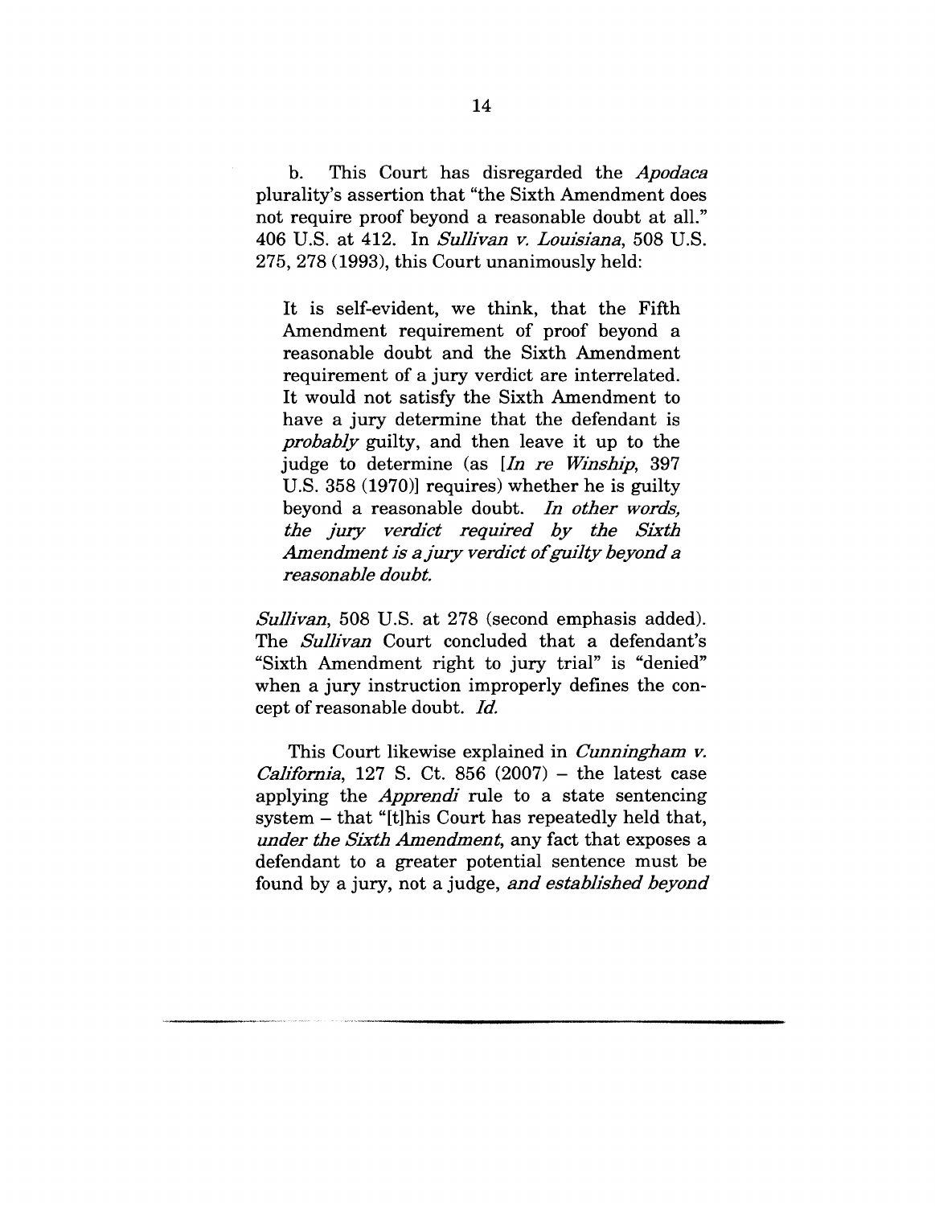b. This Court has disregarded the *Apodaca* plurality's assertion that "the Sixth Amendment does not require proof beyond a reasonable doubt at all." 406 U.S. at 412. In *Sullivan v. Louisiana*, 508 U.S. 275, 278 (1993), this Court unanimously held:

> It is self-evident, we think, that the Fifth Amendment requirement of proof beyond a reasonable doubt and the Sixth Amendment requirement of a jury verdict are interrelated. It would not satisfy the Sixth Amendment to have a jury determine that the defendant is *probably* guilty, and then leave it up to the judge to determine (as [*In re Winship*, 397 U.S. 358 (1970)] requires) whether he is guilty beyond a reasonable doubt. *In other words, the jury verdict required by the Sixth Amendment is a jury verdict of guilty beyond a reasonable doubt.*

*Sullivan*, 508 U.S. at 278 (second emphasis added). The *Sullivan* Court concluded that a defendant's "Sixth Amendment right to jury trial" is "denied" when a jury instruction improperly defines the concept of reasonable doubt. *Id.*

This Court likewise explained in *Cunningham v. California*, 127 S. Ct. 856 (2007) – the latest case applying the *Apprendi* rule to a state sentencing system – that "[t]his Court has repeatedly held that, *under the Sixth Amendment*, any fact that exposes a defendant to a greater potential sentence must be found by a jury, not a judge, *and established beyond*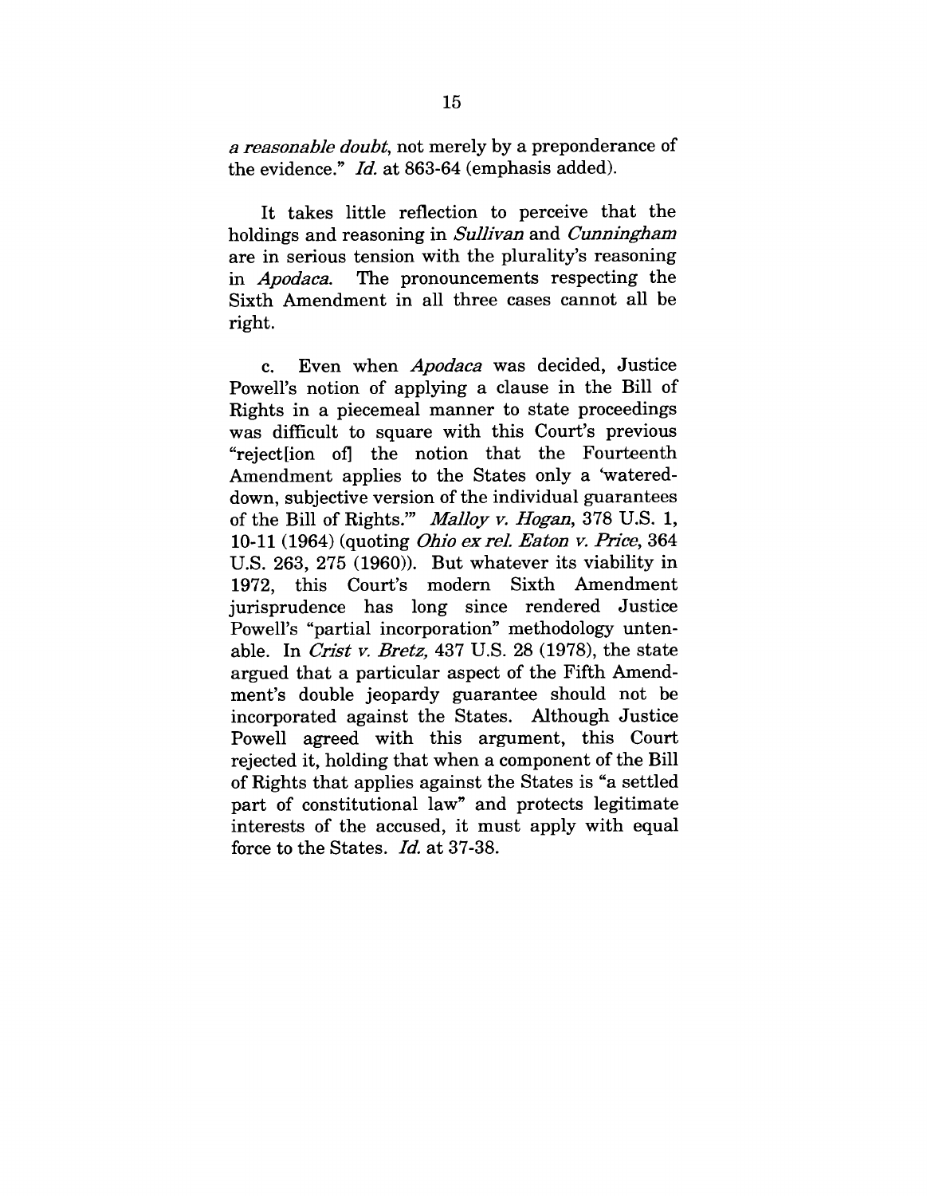*a reasonable doubt*, not merely by a preponderance of the evidence." *Id.* at 863-64 (emphasis added).

It takes little reflection to perceive that the holdings and reasoning in *Sullivan* and *Cunningham* are in serious tension with the plurality's reasoning in *Apodaca*. The pronouncements respecting the Sixth Amendment in all three cases cannot all be right.

c. Even when *Apodaca* was decided, Justice Powell's notion of applying a clause in the Bill of Rights in a piecemeal manner to state proceedings was difficult to square with this Court's previous "reject[ion of] the notion that the Fourteenth Amendment applies to the States only a 'watered-down, subjective version of the individual guarantees of the Bill of Rights.'" *Malloy v. Hogan*, 378 U.S. 1, 10-11 (1964) (quoting *Ohio ex rel. Eaton v. Price*, 364 U.S. 263, 275 (1960)). But whatever its viability in 1972, this Court's modern Sixth Amendment jurisprudence has long since rendered Justice Powell's "partial incorporation" methodology untenable. In *Crist v. Bretz*, 437 U.S. 28 (1978), the state argued that a particular aspect of the Fifth Amendment's double jeopardy guarantee should not be incorporated against the States. Although Justice Powell agreed with this argument, this Court rejected it, holding that when a component of the Bill of Rights that applies against the States is "a settled part of constitutional law" and protects legitimate interests of the accused, it must apply with equal force to the States. *Id.* at 37-38.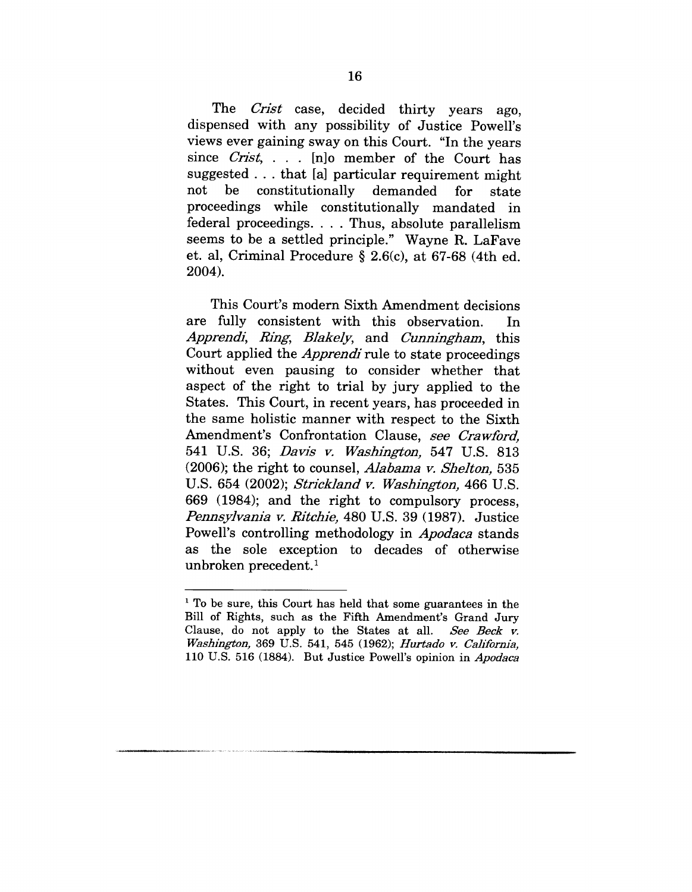The *Crist* case, decided thirty years ago, dispensed with any possibility of Justice Powell's views ever gaining sway on this Court. "In the years since *Crist*, . . . [n]o member of the Court has suggested . . . that [a] particular requirement might not be constitutionally demanded for state proceedings while constitutionally mandated in federal proceedings. . . . Thus, absolute parallelism seems to be a settled principle." Wayne R. LaFave et. al, Criminal Procedure § 2.6(c), at 67-68 (4th ed. 2004).

This Court's modern Sixth Amendment decisions are fully consistent with this observation. In *Apprendi*, *Ring*, *Blakely*, and *Cunningham*, this Court applied the *Apprendi* rule to state proceedings without even pausing to consider whether that aspect of the right to trial by jury applied to the States. This Court, in recent years, has proceeded in the same holistic manner with respect to the Sixth Amendment's Confrontation Clause, *see Crawford*, 541 U.S. 36; *Davis v. Washington*, 547 U.S. 813 (2006); the right to counsel, *Alabama v. Shelton*, 535 U.S. 654 (2002); *Strickland v. Washington*, 466 U.S. 669 (1984); and the right to compulsory process, *Pennsylvania v. Ritchie*, 480 U.S. 39 (1987). Justice Powell's controlling methodology in *Apodaca* stands as the sole exception to decades of otherwise unbroken precedent.[1]

---

[1] To be sure, this Court has held that some guarantees in the Bill of Rights, such as the Fifth Amendment's Grand Jury Clause, do not apply to the States at all. *See Beck v. Washington*, 369 U.S. 541, 545 (1962); *Hurtado v. California*, 110 U.S. 516 (1884). But Justice Powell's opinion in *Apodaca*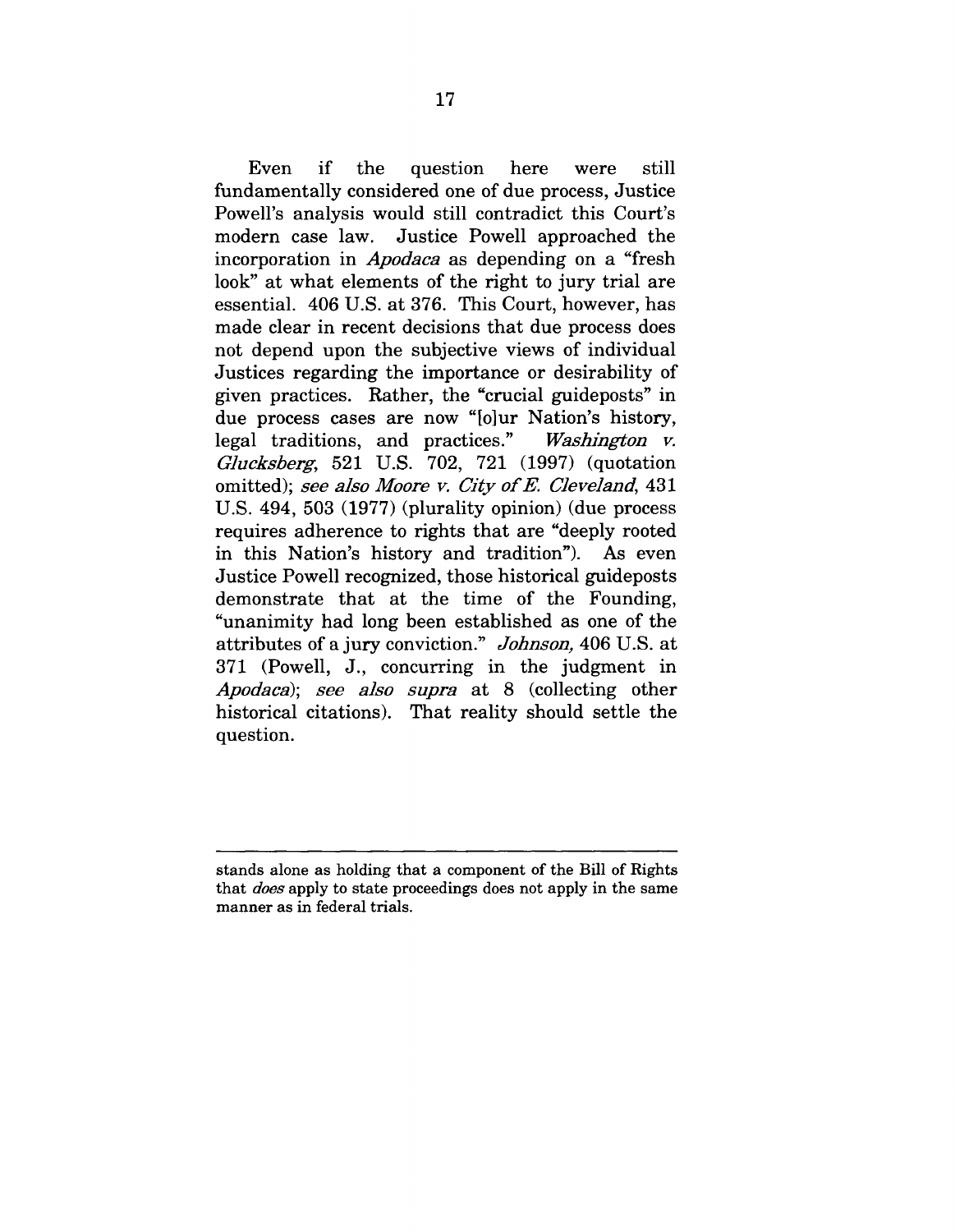Even if the question here were still fundamentally considered one of due process, Justice Powell's analysis would still contradict this Court's modern case law. Justice Powell approached the incorporation in *Apodaca* as depending on a "fresh look" at what elements of the right to jury trial are essential. 406 U.S. at 376. This Court, however, has made clear in recent decisions that due process does not depend upon the subjective views of individual Justices regarding the importance or desirability of given practices. Rather, the "crucial guideposts" in due process cases are now "[o]ur Nation's history, legal traditions, and practices." *Washington v. Glucksberg*, 521 U.S. 702, 721 (1997) (quotation omitted); *see also Moore v. City of E. Cleveland*, 431 U.S. 494, 503 (1977) (plurality opinion) (due process requires adherence to rights that are "deeply rooted in this Nation's history and tradition"). As even Justice Powell recognized, those historical guideposts demonstrate that at the time of the Founding, "unanimity had long been established as one of the attributes of a jury conviction." *Johnson*, 406 U.S. at 371 (Powell, J., concurring in the judgment in *Apodaca*); *see also supra* at 8 (collecting other historical citations). That reality should settle the question.

---

stands alone as holding that a component of the Bill of Rights that *does* apply to state proceedings does not apply in the same manner as in federal trials.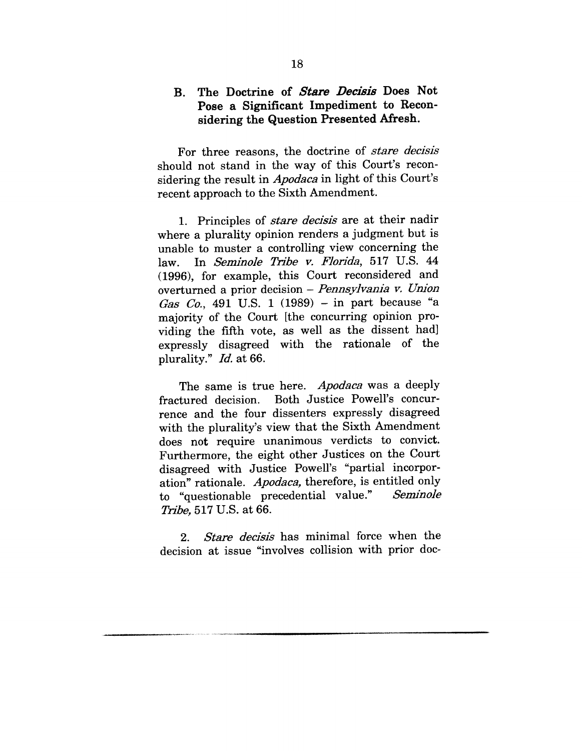### B. The Doctrine of *Stare Decisis* Does Not Pose a Significant Impediment to Reconsidering the Question Presented Afresh.

For three reasons, the doctrine of *stare decisis* should not stand in the way of this Court's reconsidering the result in *Apodaca* in light of this Court's recent approach to the Sixth Amendment.

1. Principles of *stare decisis* are at their nadir where a plurality opinion renders a judgment but is unable to muster a controlling view concerning the law. In *Seminole Tribe v. Florida*, 517 U.S. 44 (1996), for example, this Court reconsidered and overturned a prior decision – *Pennsylvania v. Union Gas Co.*, 491 U.S. 1 (1989) – in part because "a majority of the Court [the concurring opinion providing the fifth vote, as well as the dissent had] expressly disagreed with the rationale of the plurality." *Id.* at 66.

The same is true here. *Apodaca* was a deeply fractured decision. Both Justice Powell's concurrence and the four dissenters expressly disagreed with the plurality's view that the Sixth Amendment does not require unanimous verdicts to convict. Furthermore, the eight other Justices on the Court disagreed with Justice Powell's "partial incorporation" rationale. *Apodaca,* therefore, is entitled only to "questionable precedential value." *Seminole Tribe,* 517 U.S. at 66.

2. *Stare decisis* has minimal force when the decision at issue "involves collision with prior doc-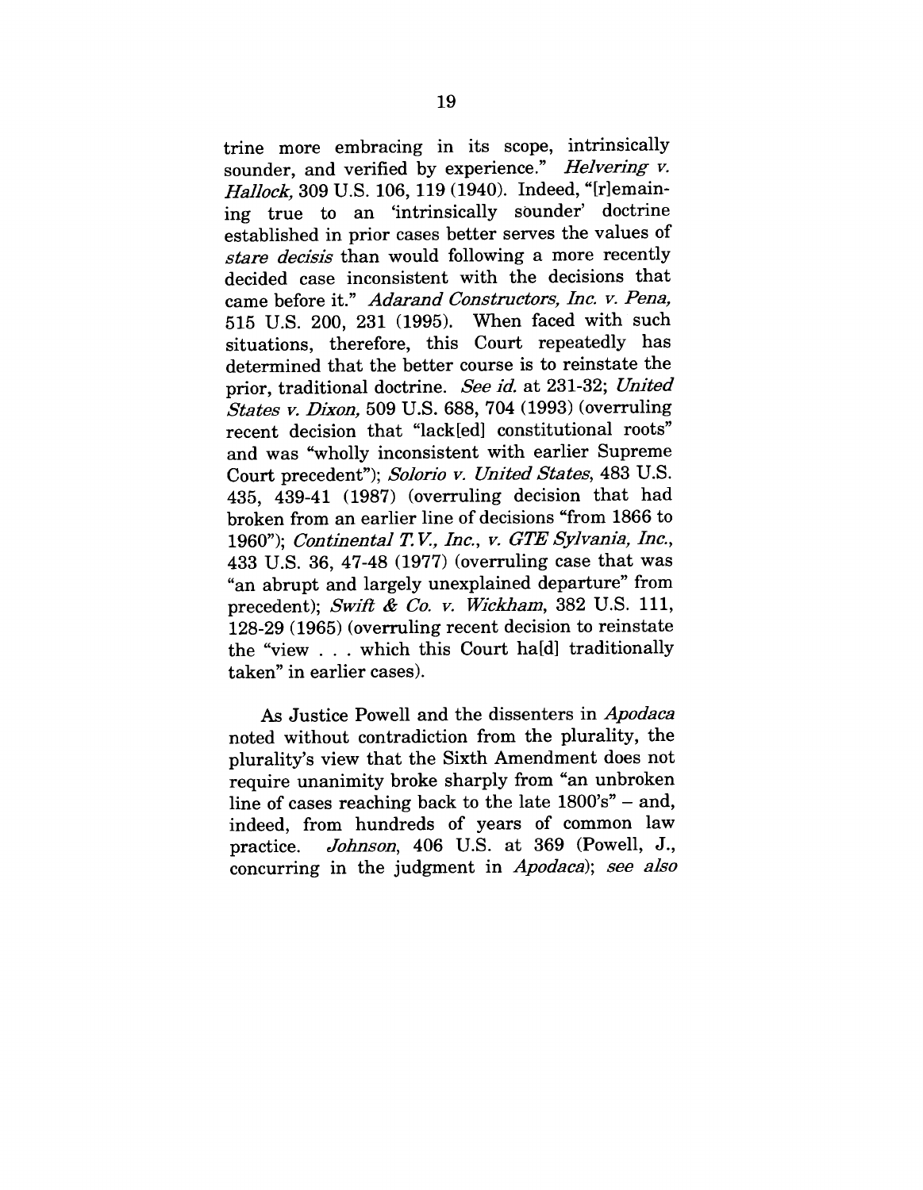trine more embracing in its scope, intrinsically sounder, and verified by experience." *Helvering v. Hallock,* 309 U.S. 106, 119 (1940). Indeed, "[r]emaining true to an 'intrinsically sounder' doctrine established in prior cases better serves the values of *stare decisis* than would following a more recently decided case inconsistent with the decisions that came before it." *Adarand Constructors, Inc. v. Pena,* 515 U.S. 200, 231 (1995). When faced with such situations, therefore, this Court repeatedly has determined that the better course is to reinstate the prior, traditional doctrine. *See id.* at 231-32; *United States v. Dixon,* 509 U.S. 688, 704 (1993) (overruling recent decision that "lack[ed] constitutional roots" and was "wholly inconsistent with earlier Supreme Court precedent"); *Solorio v. United States,* 483 U.S. 435, 439-41 (1987) (overruling decision that had broken from an earlier line of decisions "from 1866 to 1960"); *Continental T.V., Inc., v. GTE Sylvania, Inc.,* 433 U.S. 36, 47-48 (1977) (overruling case that was "an abrupt and largely unexplained departure" from precedent); *Swift & Co. v. Wickham,* 382 U.S. 111, 128-29 (1965) (overruling recent decision to reinstate the "view . . . which this Court ha[d] traditionally taken" in earlier cases).

As Justice Powell and the dissenters in *Apodaca* noted without contradiction from the plurality, the plurality's view that the Sixth Amendment does not require unanimity broke sharply from "an unbroken line of cases reaching back to the late 1800's" – and, indeed, from hundreds of years of common law practice. *Johnson,* 406 U.S. at 369 (Powell, J., concurring in the judgment in *Apodaca*); *see also*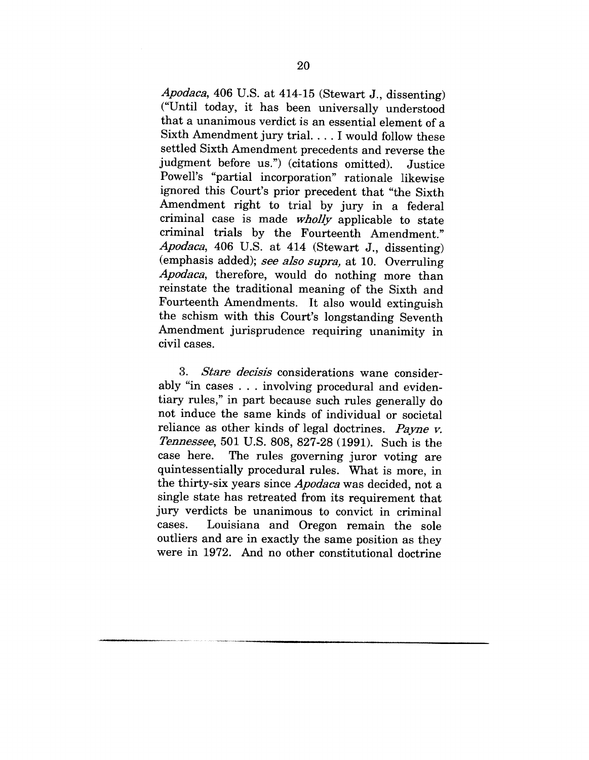*Apodaca*, 406 U.S. at 414-15 (Stewart J., dissenting) ("Until today, it has been universally understood that a unanimous verdict is an essential element of a Sixth Amendment jury trial. . . . I would follow these settled Sixth Amendment precedents and reverse the judgment before us.") (citations omitted). Justice Powell's "partial incorporation" rationale likewise ignored this Court's prior precedent that "the Sixth Amendment right to trial by jury in a federal criminal case is made *wholly* applicable to state criminal trials by the Fourteenth Amendment." *Apodaca*, 406 U.S. at 414 (Stewart J., dissenting) (emphasis added); *see also supra*, at 10. Overruling *Apodaca*, therefore, would do nothing more than reinstate the traditional meaning of the Sixth and Fourteenth Amendments. It also would extinguish the schism with this Court's longstanding Seventh Amendment jurisprudence requiring unanimity in civil cases.

3. *Stare decisis* considerations wane considerably "in cases . . . involving procedural and evidentiary rules," in part because such rules generally do not induce the same kinds of individual or societal reliance as other kinds of legal doctrines. *Payne v. Tennessee*, 501 U.S. 808, 827-28 (1991). Such is the case here. The rules governing juror voting are quintessentially procedural rules. What is more, in the thirty-six years since *Apodaca* was decided, not a single state has retreated from its requirement that jury verdicts be unanimous to convict in criminal cases. Louisiana and Oregon remain the sole outliers and are in exactly the same position as they were in 1972. And no other constitutional doctrine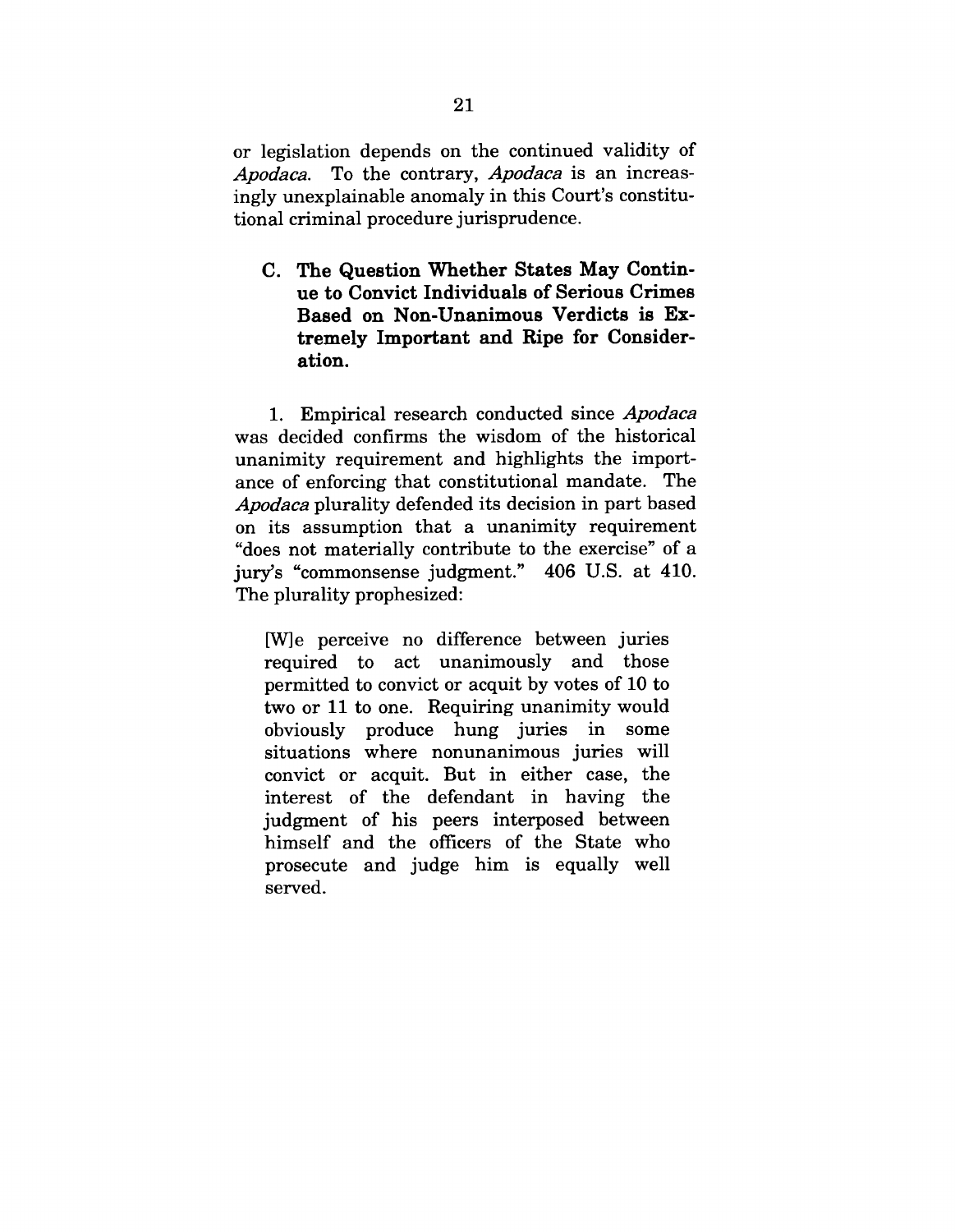or legislation depends on the continued validity of *Apodaca*. To the contrary, *Apodaca* is an increasingly unexplainable anomaly in this Court's constitutional criminal procedure jurisprudence.

### C. The Question Whether States May Continue to Convict Individuals of Serious Crimes Based on Non-Unanimous Verdicts is Extremely Important and Ripe for Consideration.

1. Empirical research conducted since *Apodaca* was decided confirms the wisdom of the historical unanimity requirement and highlights the importance of enforcing that constitutional mandate. The *Apodaca* plurality defended its decision in part based on its assumption that a unanimity requirement "does not materially contribute to the exercise" of a jury's "commonsense judgment." 406 U.S. at 410. The plurality prophesized:

> [W]e perceive no difference between juries required to act unanimously and those permitted to convict or acquit by votes of 10 to two or 11 to one. Requiring unanimity would obviously produce hung juries in some situations where nonunanimous juries will convict or acquit. But in either case, the interest of the defendant in having the judgment of his peers interposed between himself and the officers of the State who prosecute and judge him is equally well served.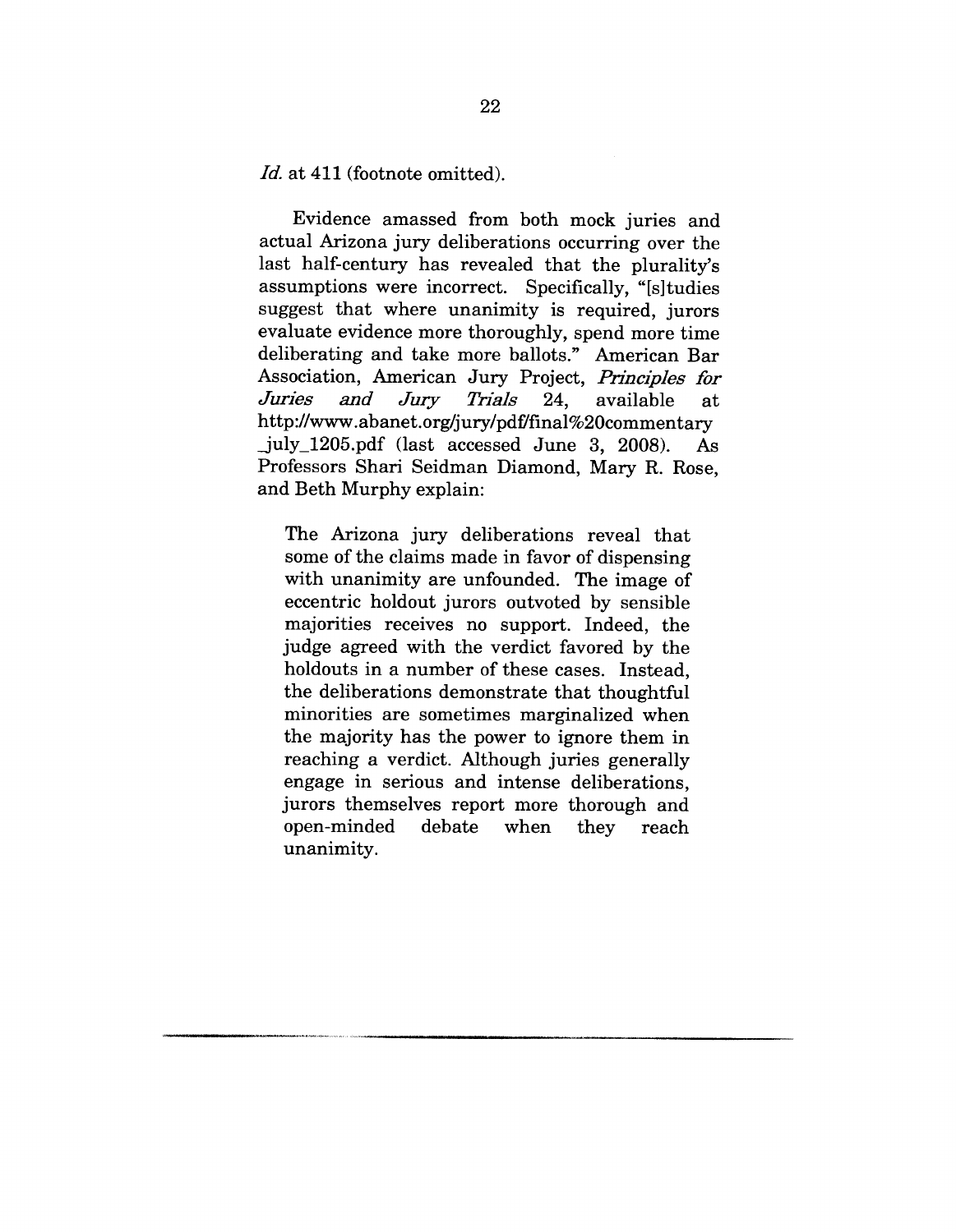*Id.* at 411 (footnote omitted).

Evidence amassed from both mock juries and actual Arizona jury deliberations occurring over the last half-century has revealed that the plurality's assumptions were incorrect. Specifically, "[s]tudies suggest that where unanimity is required, jurors evaluate evidence more thoroughly, spend more time deliberating and take more ballots." American Bar Association, American Jury Project, ***Principles for Juries and Jury Trials*** 24, available at http://www.abanet.org/jury/pdf/final%20commentary_july_1205.pdf (last accessed June 3, 2008). As Professors Shari Seidman Diamond, Mary R. Rose, and Beth Murphy explain:

> The Arizona jury deliberations reveal that some of the claims made in favor of dispensing with unanimity are unfounded. The image of eccentric holdout jurors outvoted by sensible majorities receives no support. Indeed, the judge agreed with the verdict favored by the holdouts in a number of these cases. Instead, the deliberations demonstrate that thoughtful minorities are sometimes marginalized when the majority has the power to ignore them in reaching a verdict. Although juries generally engage in serious and intense deliberations, jurors themselves report more thorough and open-minded debate when they reach unanimity.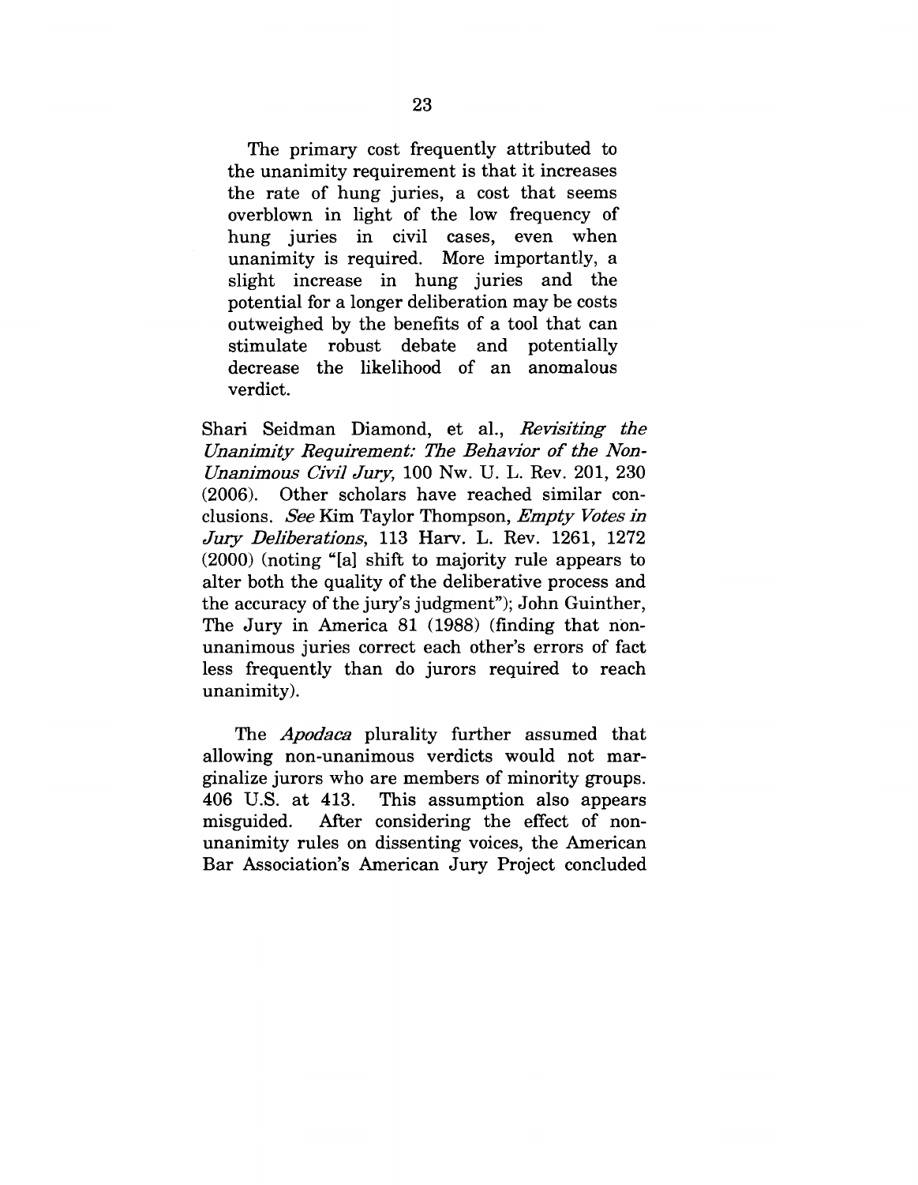> The primary cost frequently attributed to the unanimity requirement is that it increases the rate of hung juries, a cost that seems overblown in light of the low frequency of hung juries in civil cases, even when unanimity is required. More importantly, a slight increase in hung juries and the potential for a longer deliberation may be costs outweighed by the benefits of a tool that can stimulate robust debate and potentially decrease the likelihood of an anomalous verdict.

Shari Seidman Diamond, et al., *Revisiting the Unanimity Requirement: The Behavior of the Non-Unanimous Civil Jury*, 100 Nw. U. L. Rev. 201, 230 (2006). Other scholars have reached similar conclusions. *See* Kim Taylor Thompson, *Empty Votes in Jury Deliberations*, 113 Harv. L. Rev. 1261, 1272 (2000) (noting "[a] shift to majority rule appears to alter both the quality of the deliberative process and the accuracy of the jury's judgment"); John Guinther, The Jury in America 81 (1988) (finding that non-unanimous juries correct each other's errors of fact less frequently than do jurors required to reach unanimity).

The *Apodaca* plurality further assumed that allowing non-unanimous verdicts would not marginalize jurors who are members of minority groups. 406 U.S. at 413. This assumption also appears misguided. After considering the effect of non-unanimity rules on dissenting voices, the American Bar Association's American Jury Project concluded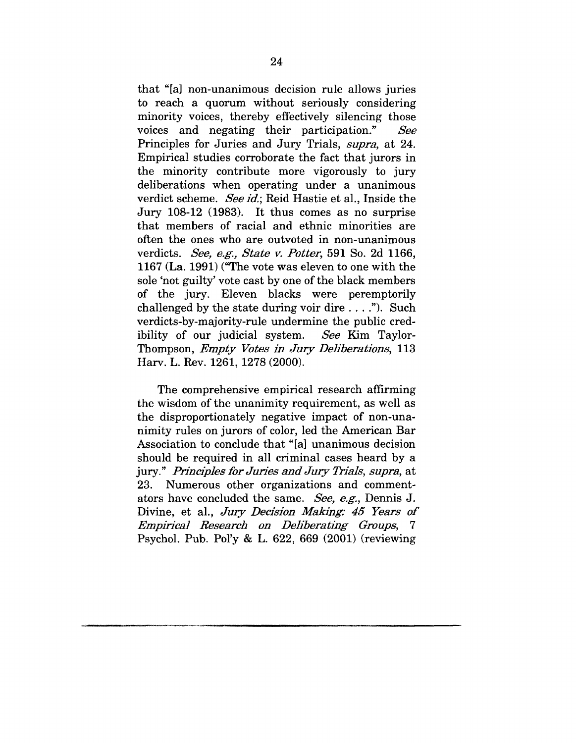that "[a] non-unanimous decision rule allows juries to reach a quorum without seriously considering minority voices, thereby effectively silencing those voices and negating their participation." *See* Principles for Juries and Jury Trials, *supra*, at 24. Empirical studies corroborate the fact that jurors in the minority contribute more vigorously to jury deliberations when operating under a unanimous verdict scheme. *See id.*; Reid Hastie et al., Inside the Jury 108-12 (1983). It thus comes as no surprise that members of racial and ethnic minorities are often the ones who are outvoted in non-unanimous verdicts. *See, e.g., State v. Potter*, 591 So. 2d 1166, 1167 (La. 1991) ("The vote was eleven to one with the sole 'not guilty' vote cast by one of the black members of the jury. Eleven blacks were peremptorily challenged by the state during voir dire . . . ."). Such verdicts-by-majority-rule undermine the public credibility of our judicial system. *See* Kim Taylor-Thompson, *Empty Votes in Jury Deliberations*, 113 Harv. L. Rev. 1261, 1278 (2000).

The comprehensive empirical research affirming the wisdom of the unanimity requirement, as well as the disproportionately negative impact of non-unanimity rules on jurors of color, led the American Bar Association to conclude that "[a] unanimous decision should be required in all criminal cases heard by a jury." *Principles for Juries and Jury Trials*, *supra*, at 23. Numerous other organizations and commentators have concluded the same. *See, e.g.*, Dennis J. Divine, et al., *Jury Decision Making: 45 Years of Empirical Research on Deliberating Groups*, 7 Psychol. Pub. Pol'y & L. 622, 669 (2001) (reviewing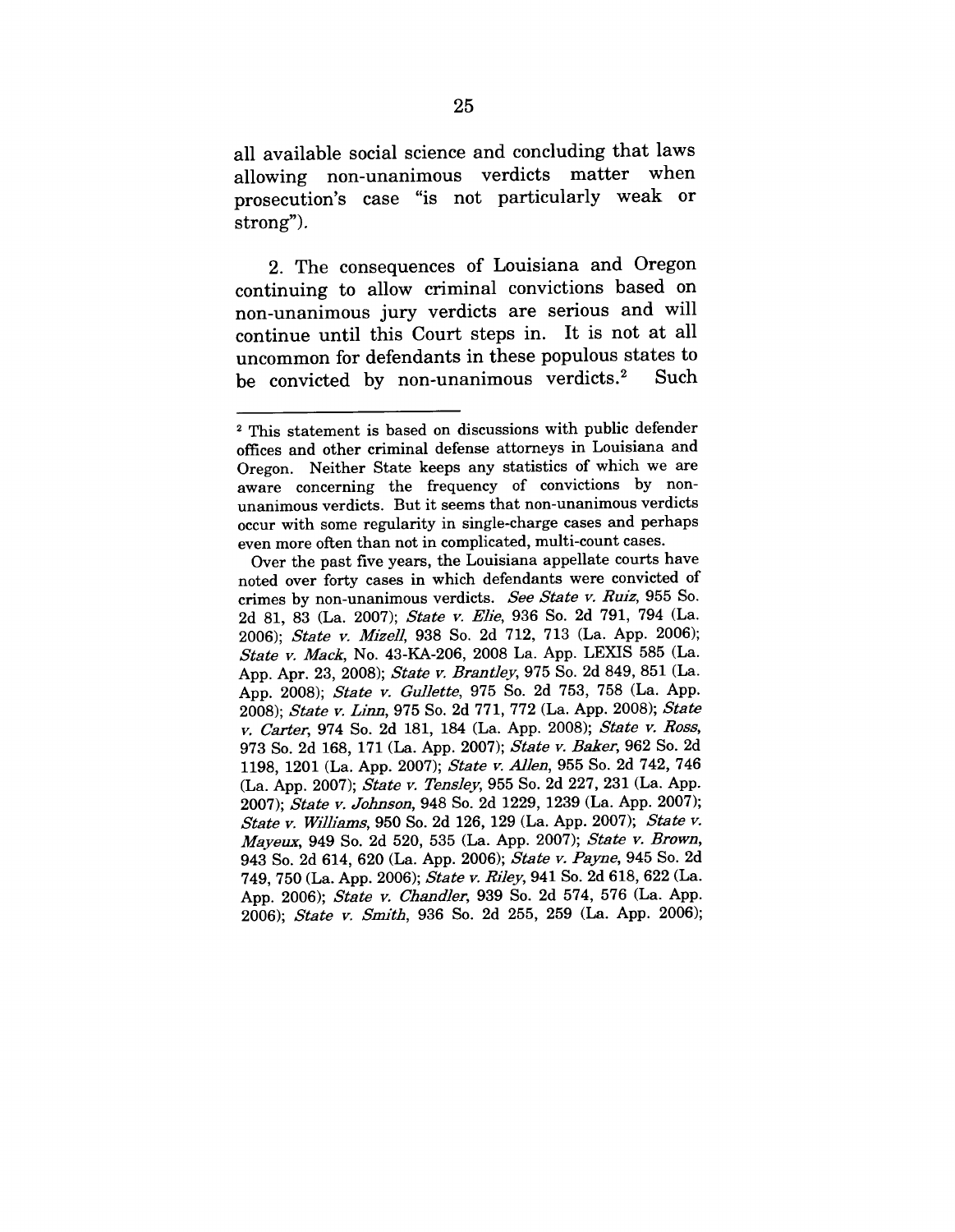all available social science and concluding that laws allowing non-unanimous verdicts matter when prosecution's case "is not particularly weak or strong").

2. The consequences of Louisiana and Oregon continuing to allow criminal convictions based on non-unanimous jury verdicts are serious and will continue until this Court steps in. It is not at all uncommon for defendants in these populous states to be convicted by non-unanimous verdicts.[2] Such

---

[2] This statement is based on discussions with public defender offices and other criminal defense attorneys in Louisiana and Oregon. Neither State keeps any statistics of which we are aware concerning the frequency of convictions by non-unanimous verdicts. But it seems that non-unanimous verdicts occur with some regularity in single-charge cases and perhaps even more often than not in complicated, multi-count cases.

Over the past five years, the Louisiana appellate courts have noted over forty cases in which defendants were convicted of crimes by non-unanimous verdicts. *See State v. Ruiz*, 955 So. 2d 81, 83 (La. 2007); *State v. Elie*, 936 So. 2d 791, 794 (La. 2006); *State v. Mizell*, 938 So. 2d 712, 713 (La. App. 2006); *State v. Mack*, No. 43-KA-206, 2008 La. App. LEXIS 585 (La. App. Apr. 23, 2008); *State v. Brantley*, 975 So. 2d 849, 851 (La. App. 2008); *State v. Gullette*, 975 So. 2d 753, 758 (La. App. 2008); *State v. Linn*, 975 So. 2d 771, 772 (La. App. 2008); *State v. Carter*, 974 So. 2d 181, 184 (La. App. 2008); *State v. Ross*, 973 So. 2d 168, 171 (La. App. 2007); *State v. Baker*, 962 So. 2d 1198, 1201 (La. App. 2007); *State v. Allen*, 955 So. 2d 742, 746 (La. App. 2007); *State v. Tensley*, 955 So. 2d 227, 231 (La. App. 2007); *State v. Johnson*, 948 So. 2d 1229, 1239 (La. App. 2007); *State v. Williams*, 950 So. 2d 126, 129 (La. App. 2007); *State v. Mayeux*, 949 So. 2d 520, 535 (La. App. 2007); *State v. Brown*, 943 So. 2d 614, 620 (La. App. 2006); *State v. Payne*, 945 So. 2d 749, 750 (La. App. 2006); *State v. Riley*, 941 So. 2d 618, 622 (La. App. 2006); *State v. Chandler*, 939 So. 2d 574, 576 (La. App. 2006); *State v. Smith*, 936 So. 2d 255, 259 (La. App. 2006);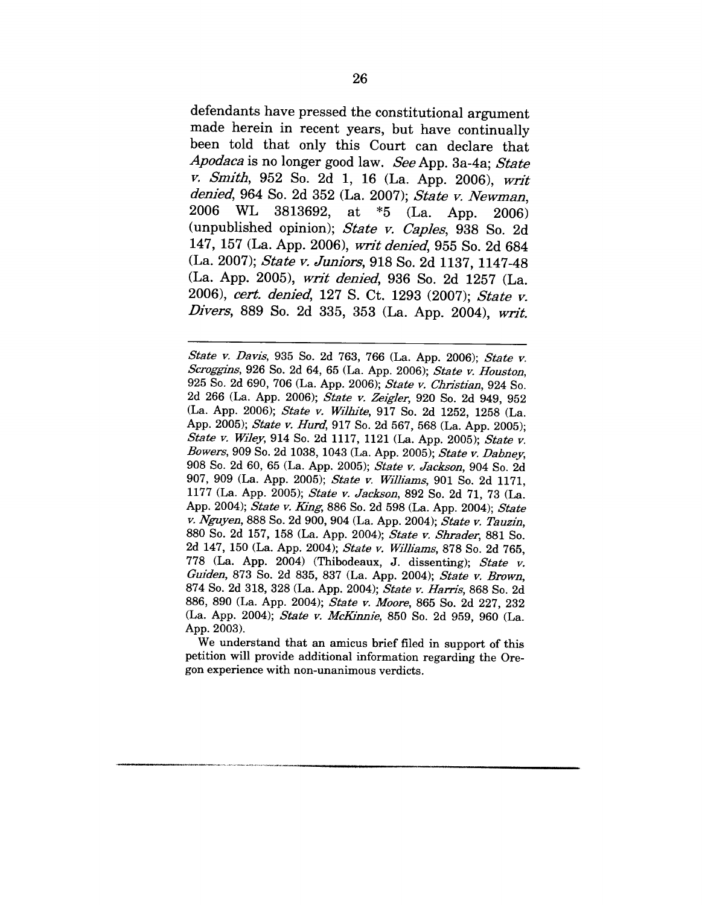defendants have pressed the constitutional argument made herein in recent years, but have continually been told that only this Court can declare that *Apodaca* is no longer good law. *See* App. 3a-4a; *State v. Smith*, 952 So. 2d 1, 16 (La. App. 2006), *writ denied*, 964 So. 2d 352 (La. 2007); *State v. Newman*, 2006 WL 3813692, at *5 (La. App. 2006) (unpublished opinion); *State v. Caples*, 938 So. 2d 147, 157 (La. App. 2006), *writ denied*, 955 So. 2d 684 (La. 2007); *State v. Juniors*, 918 So. 2d 1137, 1147-48 (La. App. 2005), *writ denied*, 936 So. 2d 1257 (La. 2006), *cert. denied*, 127 S. Ct. 1293 (2007); *State v. Divers*, 889 So. 2d 335, 353 (La. App. 2004), *writ.*

---

*State v. Davis*, 935 So. 2d 763, 766 (La. App. 2006); *State v. Scroggins*, 926 So. 2d 64, 65 (La. App. 2006); *State v. Houston*, 925 So. 2d 690, 706 (La. App. 2006); *State v. Christian*, 924 So. 2d 266 (La. App. 2006); *State v. Zeigler*, 920 So. 2d 949, 952 (La. App. 2006); *State v. Wilhite*, 917 So. 2d 1252, 1258 (La. App. 2005); *State v. Hurd*, 917 So. 2d 567, 568 (La. App. 2005); *State v. Wiley*, 914 So. 2d 1117, 1121 (La. App. 2005); *State v. Bowers*, 909 So. 2d 1038, 1043 (La. App. 2005); *State v. Dabney*, 908 So. 2d 60, 65 (La. App. 2005); *State v. Jackson*, 904 So. 2d 907, 909 (La. App. 2005); *State v. Williams*, 901 So. 2d 1171, 1177 (La. App. 2005); *State v. Jackson*, 892 So. 2d 71, 73 (La. App. 2004); *State v. King*, 886 So. 2d 598 (La. App. 2004); *State v. Nguyen*, 888 So. 2d 900, 904 (La. App. 2004); *State v. Tauzin*, 880 So. 2d 157, 158 (La. App. 2004); *State v. Shrader*, 881 So. 2d 147, 150 (La. App. 2004); *State v. Williams*, 878 So. 2d 765, 778 (La. App. 2004) (Thibodeaux, J. dissenting); *State v. Guiden*, 873 So. 2d 835, 837 (La. App. 2004); *State v. Brown*, 874 So. 2d 318, 328 (La. App. 2004); *State v. Harris*, 868 So. 2d 886, 890 (La. App. 2004); *State v. Moore*, 865 So. 2d 227, 232 (La. App. 2004); *State v. McKinnie*, 850 So. 2d 959, 960 (La. App. 2003).

We understand that an amicus brief filed in support of this petition will provide additional information regarding the Oregon experience with non-unanimous verdicts.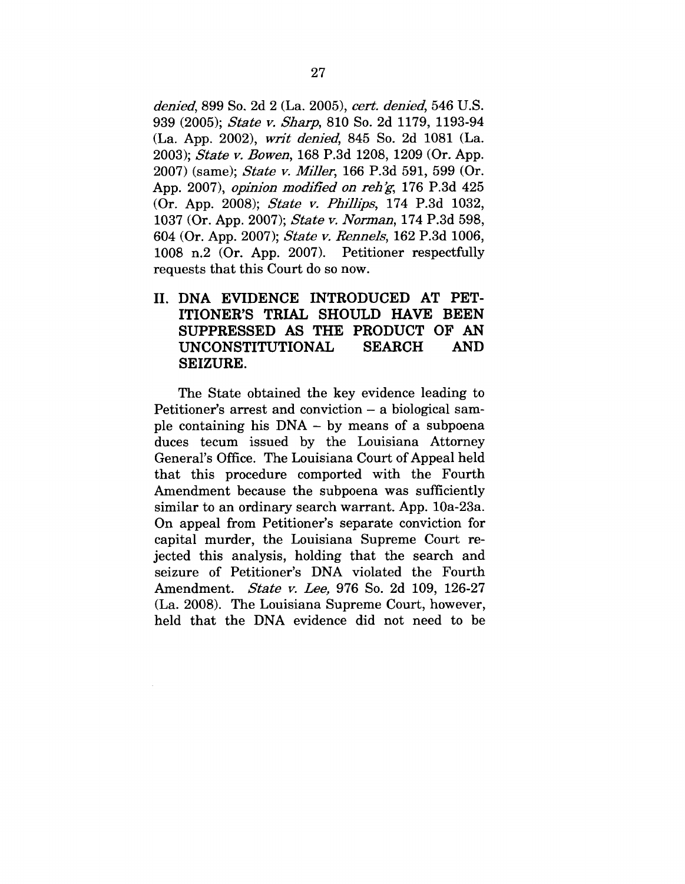*denied*, 899 So. 2d 2 (La. 2005), *cert. denied*, 546 U.S. 939 (2005); *State v. Sharp*, 810 So. 2d 1179, 1193-94 (La. App. 2002), *writ denied*, 845 So. 2d 1081 (La. 2003); *State v. Bowen*, 168 P.3d 1208, 1209 (Or. App. 2007) (same); *State v. Miller*, 166 P.3d 591, 599 (Or. App. 2007), *opinion modified on reh'g*, 176 P.3d 425 (Or. App. 2008); *State v. Phillips*, 174 P.3d 1032, 1037 (Or. App. 2007); *State v. Norman*, 174 P.3d 598, 604 (Or. App. 2007); *State v. Rennels*, 162 P.3d 1006, 1008 n.2 (Or. App. 2007). Petitioner respectfully requests that this Court do so now.

## II. DNA EVIDENCE INTRODUCED AT PETITIONER'S TRIAL SHOULD HAVE BEEN SUPPRESSED AS THE PRODUCT OF AN UNCONSTITUTIONAL SEARCH AND SEIZURE.

The State obtained the key evidence leading to Petitioner's arrest and conviction – a biological sample containing his DNA – by means of a subpoena duces tecum issued by the Louisiana Attorney General's Office. The Louisiana Court of Appeal held that this procedure comported with the Fourth Amendment because the subpoena was sufficiently similar to an ordinary search warrant. App. 10a-23a. On appeal from Petitioner's separate conviction for capital murder, the Louisiana Supreme Court rejected this analysis, holding that the search and seizure of Petitioner's DNA violated the Fourth Amendment. *State v. Lee*, 976 So. 2d 109, 126-27 (La. 2008). The Louisiana Supreme Court, however, held that the DNA evidence did not need to be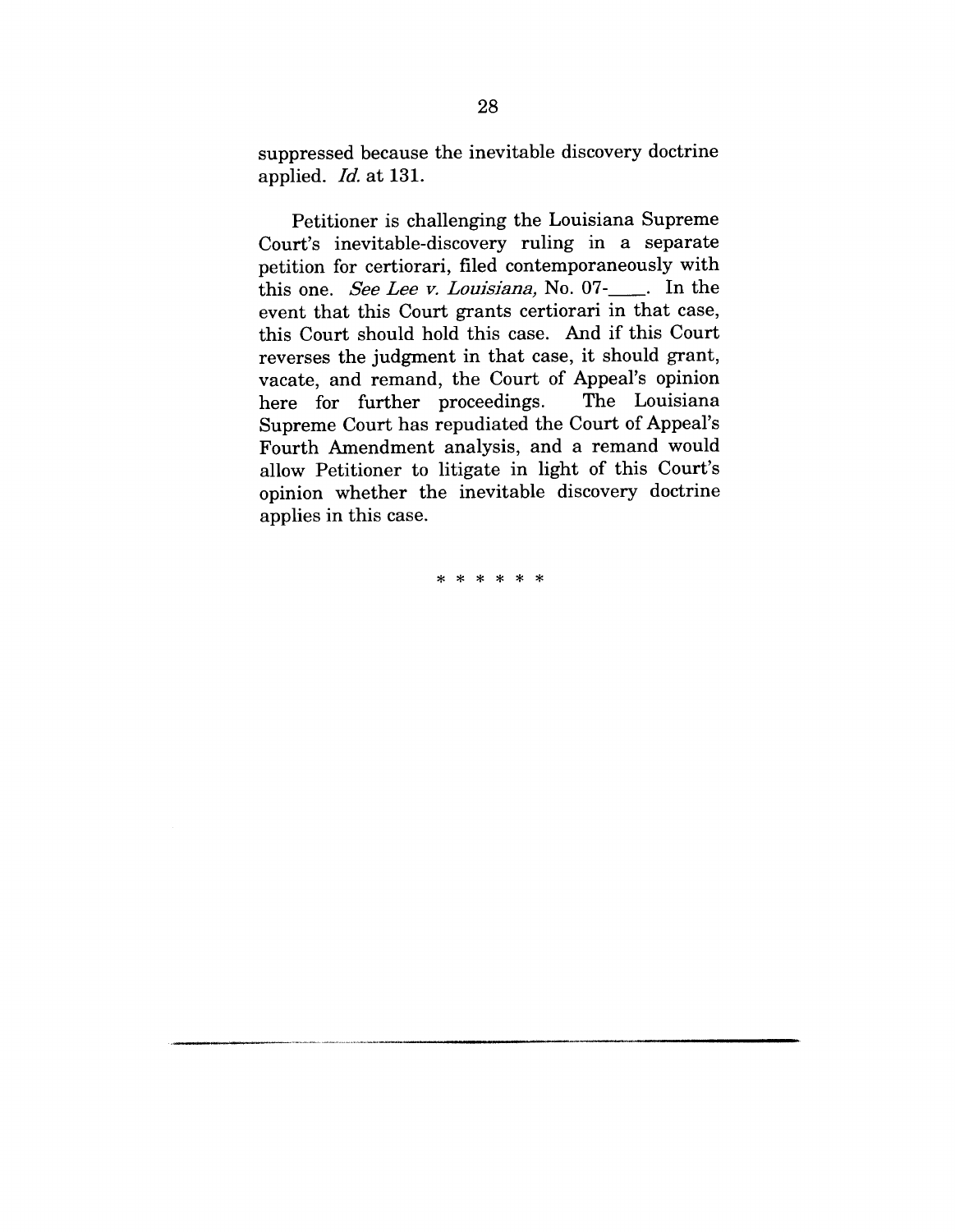suppressed because the inevitable discovery doctrine applied. *Id.* at 131.

Petitioner is challenging the Louisiana Supreme Court's inevitable-discovery ruling in a separate petition for certiorari, filed contemporaneously with this one. *See Lee v. Louisiana*, No. 07-\_\_\_\_. In the event that this Court grants certiorari in that case, this Court should hold this case. And if this Court reverses the judgment in that case, it should grant, vacate, and remand, the Court of Appeal's opinion here for further proceedings. The Louisiana Supreme Court has repudiated the Court of Appeal's Fourth Amendment analysis, and a remand would allow Petitioner to litigate in light of this Court's opinion whether the inevitable discovery doctrine applies in this case.

* * * * * *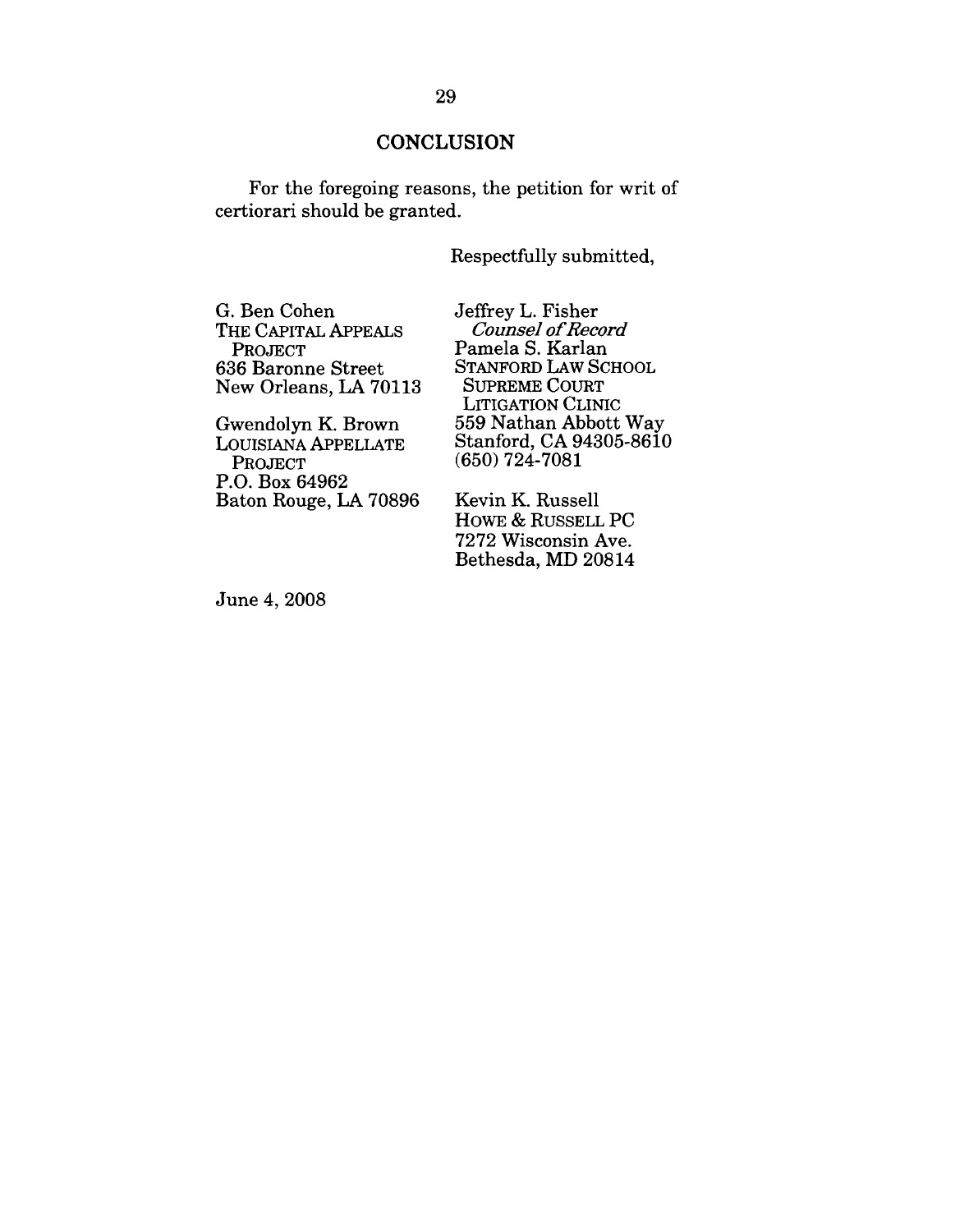## CONCLUSION

For the foregoing reasons, the petition for writ of certiorari should be granted.

Respectfully submitted,

G. Ben Cohen
THE CAPITAL APPEALS PROJECT
636 Baronne Street
New Orleans, LA 70113

Gwendolyn K. Brown
LOUISIANA APPELLATE PROJECT
P.O. Box 64962
Baton Rouge, LA 70896

Jeffrey L. Fisher
*Counsel of Record*
Pamela S. Karlan
STANFORD LAW SCHOOL
SUPREME COURT LITIGATION CLINIC
559 Nathan Abbott Way
Stanford, CA 94305-8610
(650) 724-7081

Kevin K. Russell
HOWE & RUSSELL PC
7272 Wisconsin Ave.
Bethesda, MD 20814

June 4, 2008